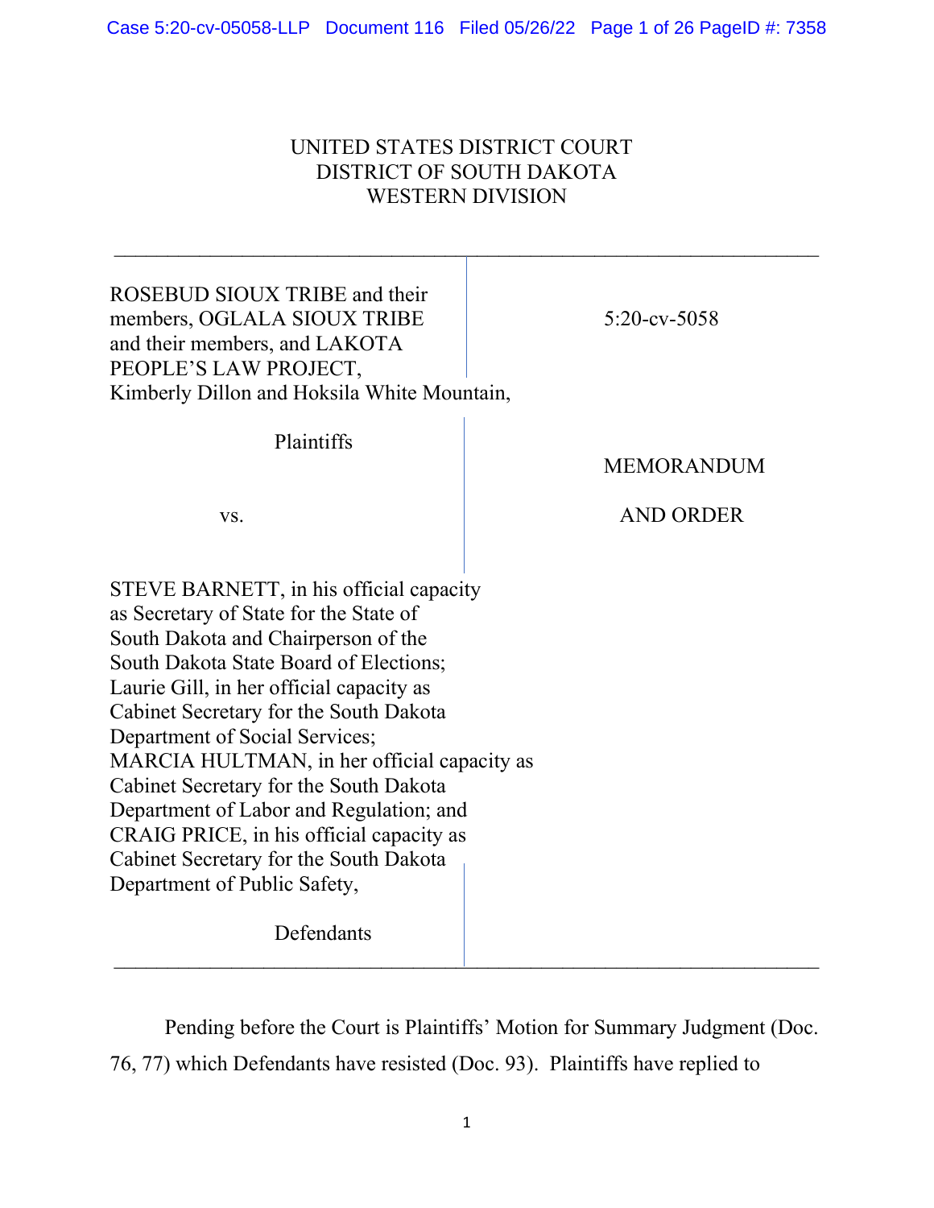UNITED STATES DISTRICT COURT
DISTRICT OF SOUTH DAKOTA
WESTERN DIVISION

---

ROSEBUD SIOUX TRIBE and their members, OGLALA SIOUX TRIBE and their members, and LAKOTA PEOPLE'S LAW PROJECT, Kimberly Dillon and Hoksila White Mountain,

Plaintiffs

vs.

STEVE BARNETT, in his official capacity as Secretary of State for the State of South Dakota and Chairperson of the South Dakota State Board of Elections; Laurie Gill, in her official capacity as Cabinet Secretary for the South Dakota Department of Social Services; MARCIA HULTMAN, in her official capacity as Cabinet Secretary for the South Dakota Department of Labor and Regulation; and CRAIG PRICE, in his official capacity as Cabinet Secretary for the South Dakota Department of Public Safety,

Defendants

5:20-cv-5058

MEMORANDUM

AND ORDER

---

Pending before the Court is Plaintiffs' Motion for Summary Judgment (Doc. 76, 77) which Defendants have resisted (Doc. 93). Plaintiffs have replied to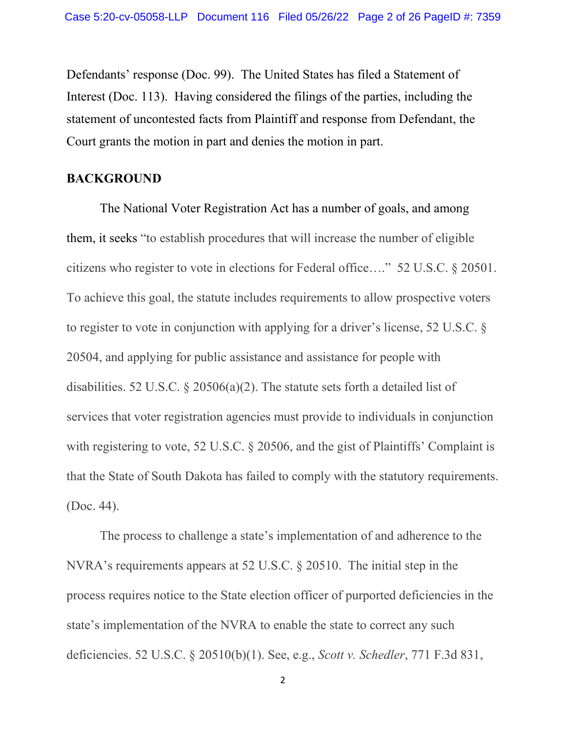Defendants' response (Doc. 99). The United States has filed a Statement of Interest (Doc. 113). Having considered the filings of the parties, including the statement of uncontested facts from Plaintiff and response from Defendant, the Court grants the motion in part and denies the motion in part.

**BACKGROUND**

The National Voter Registration Act has a number of goals, and among them, it seeks "to establish procedures that will increase the number of eligible citizens who register to vote in elections for Federal office…." 52 U.S.C. § 20501. To achieve this goal, the statute includes requirements to allow prospective voters to register to vote in conjunction with applying for a driver's license, 52 U.S.C. § 20504, and applying for public assistance and assistance for people with disabilities. 52 U.S.C. § 20506(a)(2). The statute sets forth a detailed list of services that voter registration agencies must provide to individuals in conjunction with registering to vote, 52 U.S.C. § 20506, and the gist of Plaintiffs' Complaint is that the State of South Dakota has failed to comply with the statutory requirements. (Doc. 44).

The process to challenge a state's implementation of and adherence to the NVRA's requirements appears at 52 U.S.C. § 20510. The initial step in the process requires notice to the State election officer of purported deficiencies in the state's implementation of the NVRA to enable the state to correct any such deficiencies. 52 U.S.C. § 20510(b)(1). See, e.g., *Scott v. Schedler*, 771 F.3d 831,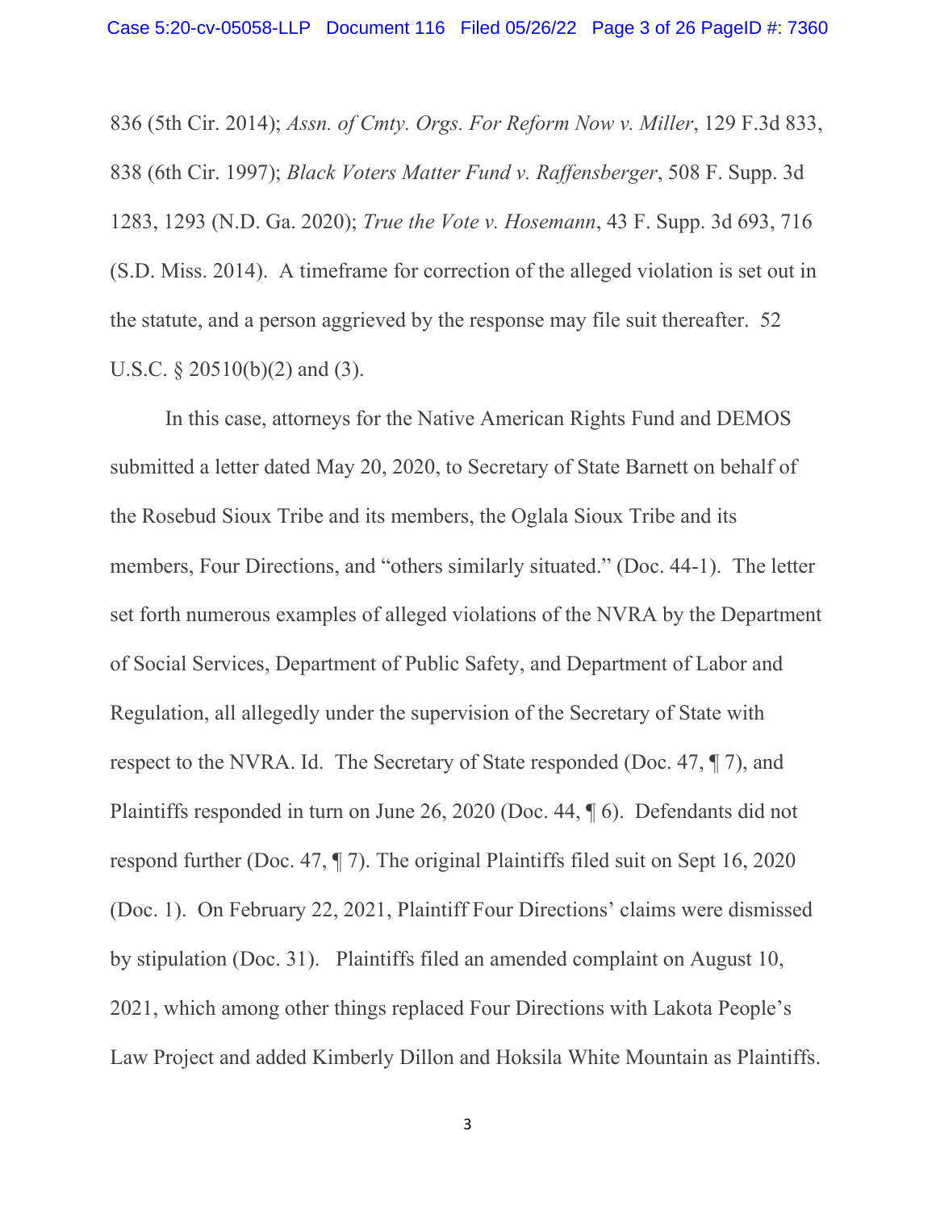836 (5th Cir. 2014); *Assn. of Cmty. Orgs. For Reform Now v. Miller*, 129 F.3d 833, 838 (6th Cir. 1997); *Black Voters Matter Fund v. Raffensberger*, 508 F. Supp. 3d 1283, 1293 (N.D. Ga. 2020); *True the Vote v. Hosemann*, 43 F. Supp. 3d 693, 716 (S.D. Miss. 2014). A timeframe for correction of the alleged violation is set out in the statute, and a person aggrieved by the response may file suit thereafter. 52 U.S.C. § 20510(b)(2) and (3).

In this case, attorneys for the Native American Rights Fund and DEMOS submitted a letter dated May 20, 2020, to Secretary of State Barnett on behalf of the Rosebud Sioux Tribe and its members, the Oglala Sioux Tribe and its members, Four Directions, and "others similarly situated." (Doc. 44-1). The letter set forth numerous examples of alleged violations of the NVRA by the Department of Social Services, Department of Public Safety, and Department of Labor and Regulation, all allegedly under the supervision of the Secretary of State with respect to the NVRA. Id. The Secretary of State responded (Doc. 47, ¶ 7), and Plaintiffs responded in turn on June 26, 2020 (Doc. 44, ¶ 6). Defendants did not respond further (Doc. 47, ¶ 7). The original Plaintiffs filed suit on Sept 16, 2020 (Doc. 1). On February 22, 2021, Plaintiff Four Directions' claims were dismissed by stipulation (Doc. 31). Plaintiffs filed an amended complaint on August 10, 2021, which among other things replaced Four Directions with Lakota People's Law Project and added Kimberly Dillon and Hoksila White Mountain as Plaintiffs.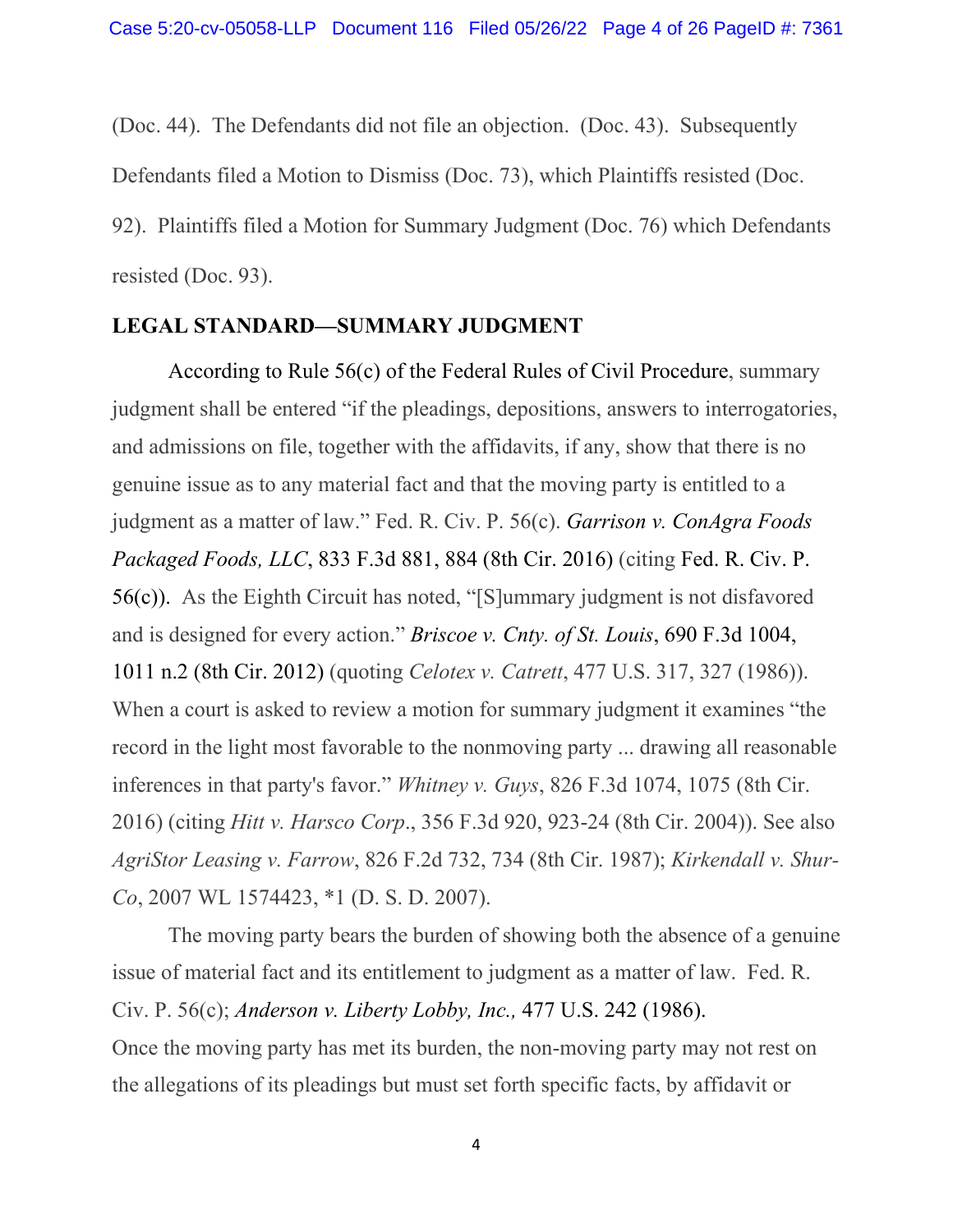(Doc. 44). The Defendants did not file an objection. (Doc. 43). Subsequently Defendants filed a Motion to Dismiss (Doc. 73), which Plaintiffs resisted (Doc. 92). Plaintiffs filed a Motion for Summary Judgment (Doc. 76) which Defendants resisted (Doc. 93).

## LEGAL STANDARD—SUMMARY JUDGMENT

According to Rule 56(c) of the Federal Rules of Civil Procedure, summary judgment shall be entered "if the pleadings, depositions, answers to interrogatories, and admissions on file, together with the affidavits, if any, show that there is no genuine issue as to any material fact and that the moving party is entitled to a judgment as a matter of law." Fed. R. Civ. P. 56(c). ***Garrison v. ConAgra Foods Packaged Foods, LLC***, 833 F.3d 881, 884 (8th Cir. 2016) (citing Fed. R. Civ. P. 56(c)). As the Eighth Circuit has noted, "[S]ummary judgment is not disfavored and is designed for every action." ***Briscoe v. Cnty. of St. Louis***, 690 F.3d 1004, 1011 n.2 (8th Cir. 2012) (quoting *Celotex v. Catrett*, 477 U.S. 317, 327 (1986)). When a court is asked to review a motion for summary judgment it examines "the record in the light most favorable to the nonmoving party ... drawing all reasonable inferences in that party's favor." *Whitney v. Guys*, 826 F.3d 1074, 1075 (8th Cir. 2016) (citing *Hitt v. Harsco Corp*., 356 F.3d 920, 923-24 (8th Cir. 2004)). See also *AgriStor Leasing v. Farrow*, 826 F.2d 732, 734 (8th Cir. 1987); *Kirkendall v. Shur-Co*, 2007 WL 1574423, *1 (D. S. D. 2007).

The moving party bears the burden of showing both the absence of a genuine issue of material fact and its entitlement to judgment as a matter of law. Fed. R. Civ. P. 56(c); ***Anderson v. Liberty Lobby, Inc.,*** 477 U.S. 242 (1986). Once the moving party has met its burden, the non-moving party may not rest on the allegations of its pleadings but must set forth specific facts, by affidavit or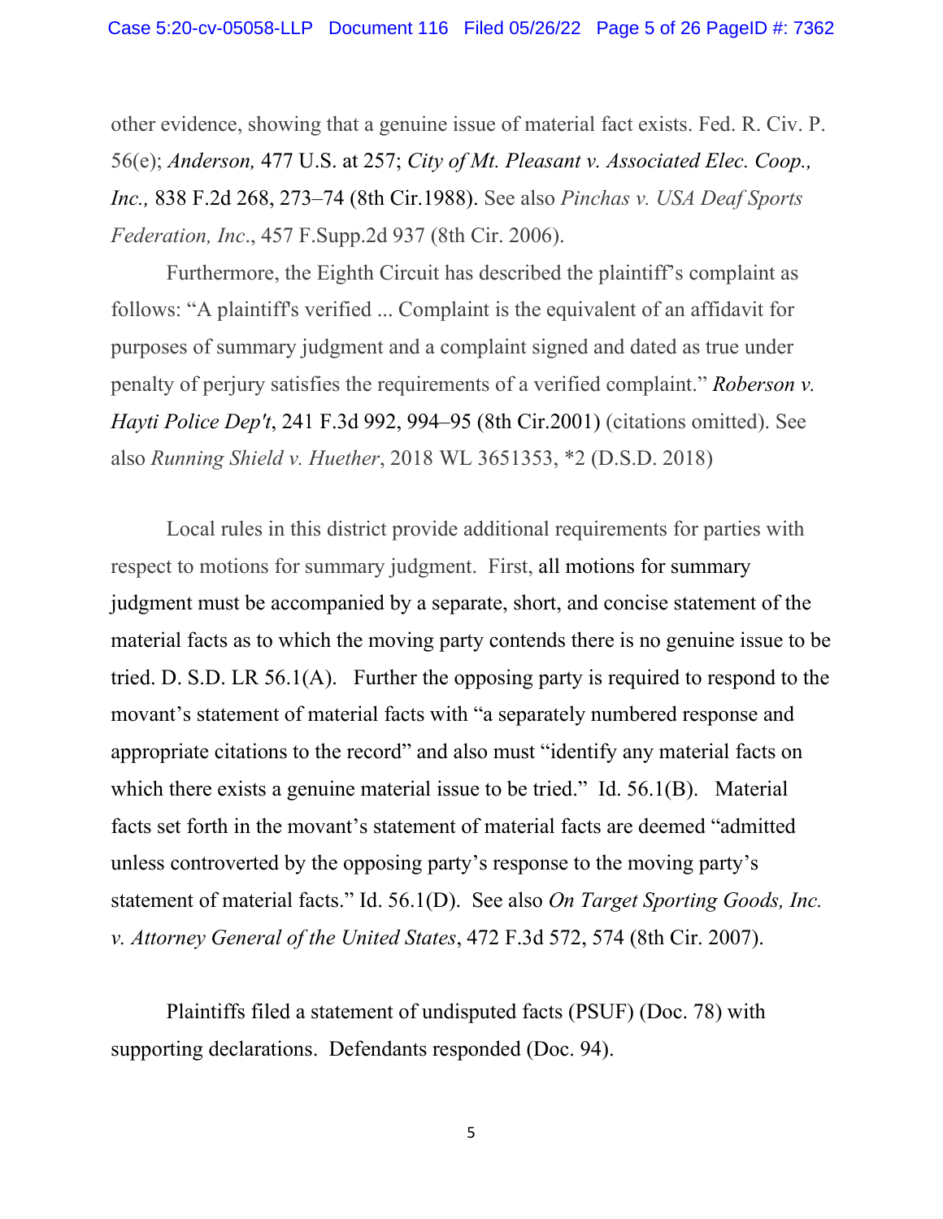other evidence, showing that a genuine issue of material fact exists. Fed. R. Civ. P. 56(e); *Anderson,* 477 U.S. at 257; *City of Mt. Pleasant v. Associated Elec. Coop., Inc.,* 838 F.2d 268, 273–74 (8th Cir.1988). See also *Pinchas v. USA Deaf Sports Federation, Inc*., 457 F.Supp.2d 937 (8th Cir. 2006).

Furthermore, the Eighth Circuit has described the plaintiff's complaint as follows: "A plaintiff's verified ... Complaint is the equivalent of an affidavit for purposes of summary judgment and a complaint signed and dated as true under penalty of perjury satisfies the requirements of a verified complaint." ***Roberson v. Hayti Police Dep't***, 241 F.3d 992, 994–95 (8th Cir.2001) (citations omitted). See also *Running Shield v. Huether*, 2018 WL 3651353, \*2 (D.S.D. 2018)

Local rules in this district provide additional requirements for parties with respect to motions for summary judgment. First, all motions for summary judgment must be accompanied by a separate, short, and concise statement of the material facts as to which the moving party contends there is no genuine issue to be tried. D. S.D. LR 56.1(A). Further the opposing party is required to respond to the movant's statement of material facts with "a separately numbered response and appropriate citations to the record" and also must "identify any material facts on which there exists a genuine material issue to be tried." Id. 56.1(B). Material facts set forth in the movant's statement of material facts are deemed "admitted unless controverted by the opposing party's response to the moving party's statement of material facts." Id. 56.1(D). See also *On Target Sporting Goods, Inc. v. Attorney General of the United States*, 472 F.3d 572, 574 (8th Cir. 2007).

Plaintiffs filed a statement of undisputed facts (PSUF) (Doc. 78) with supporting declarations. Defendants responded (Doc. 94).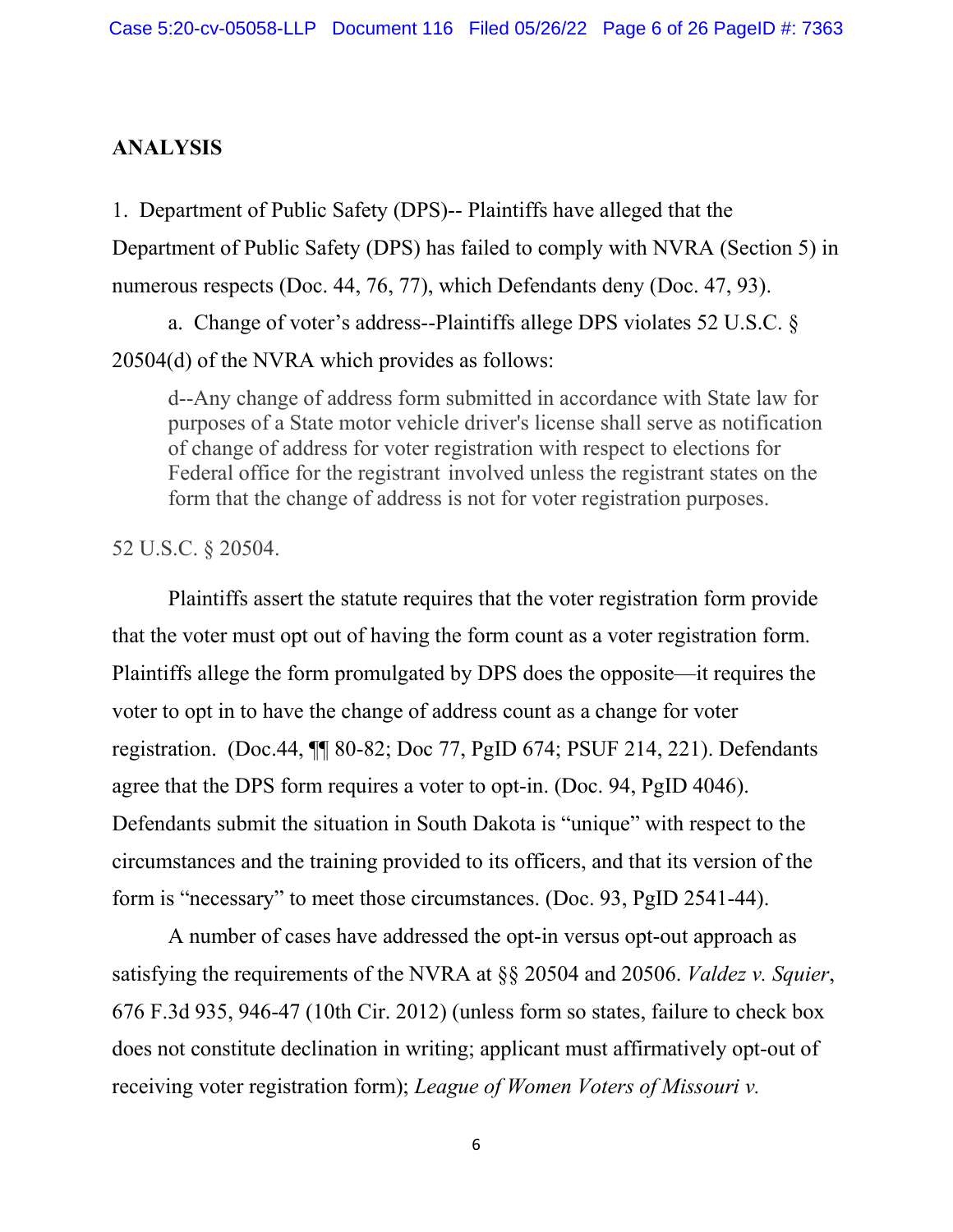## ANALYSIS

1. Department of Public Safety (DPS)-- Plaintiffs have alleged that the Department of Public Safety (DPS) has failed to comply with NVRA (Section 5) in numerous respects (Doc. 44, 76, 77), which Defendants deny (Doc. 47, 93).

a. Change of voter's address--Plaintiffs allege DPS violates 52 U.S.C. § 20504(d) of the NVRA which provides as follows:

> d--Any change of address form submitted in accordance with State law for purposes of a State motor vehicle driver's license shall serve as notification of change of address for voter registration with respect to elections for Federal office for the registrant involved unless the registrant states on the form that the change of address is not for voter registration purposes.

52 U.S.C. § 20504.

Plaintiffs assert the statute requires that the voter registration form provide that the voter must opt out of having the form count as a voter registration form. Plaintiffs allege the form promulgated by DPS does the opposite—it requires the voter to opt in to have the change of address count as a change for voter registration. (Doc.44, ¶¶ 80-82; Doc 77, PgID 674; PSUF 214, 221). Defendants agree that the DPS form requires a voter to opt-in. (Doc. 94, PgID 4046). Defendants submit the situation in South Dakota is "unique" with respect to the circumstances and the training provided to its officers, and that its version of the form is "necessary" to meet those circumstances. (Doc. 93, PgID 2541-44).

A number of cases have addressed the opt-in versus opt-out approach as satisfying the requirements of the NVRA at §§ 20504 and 20506. *Valdez v. Squier*, 676 F.3d 935, 946-47 (10th Cir. 2012) (unless form so states, failure to check box does not constitute declination in writing; applicant must affirmatively opt-out of receiving voter registration form); *League of Women Voters of Missouri v.*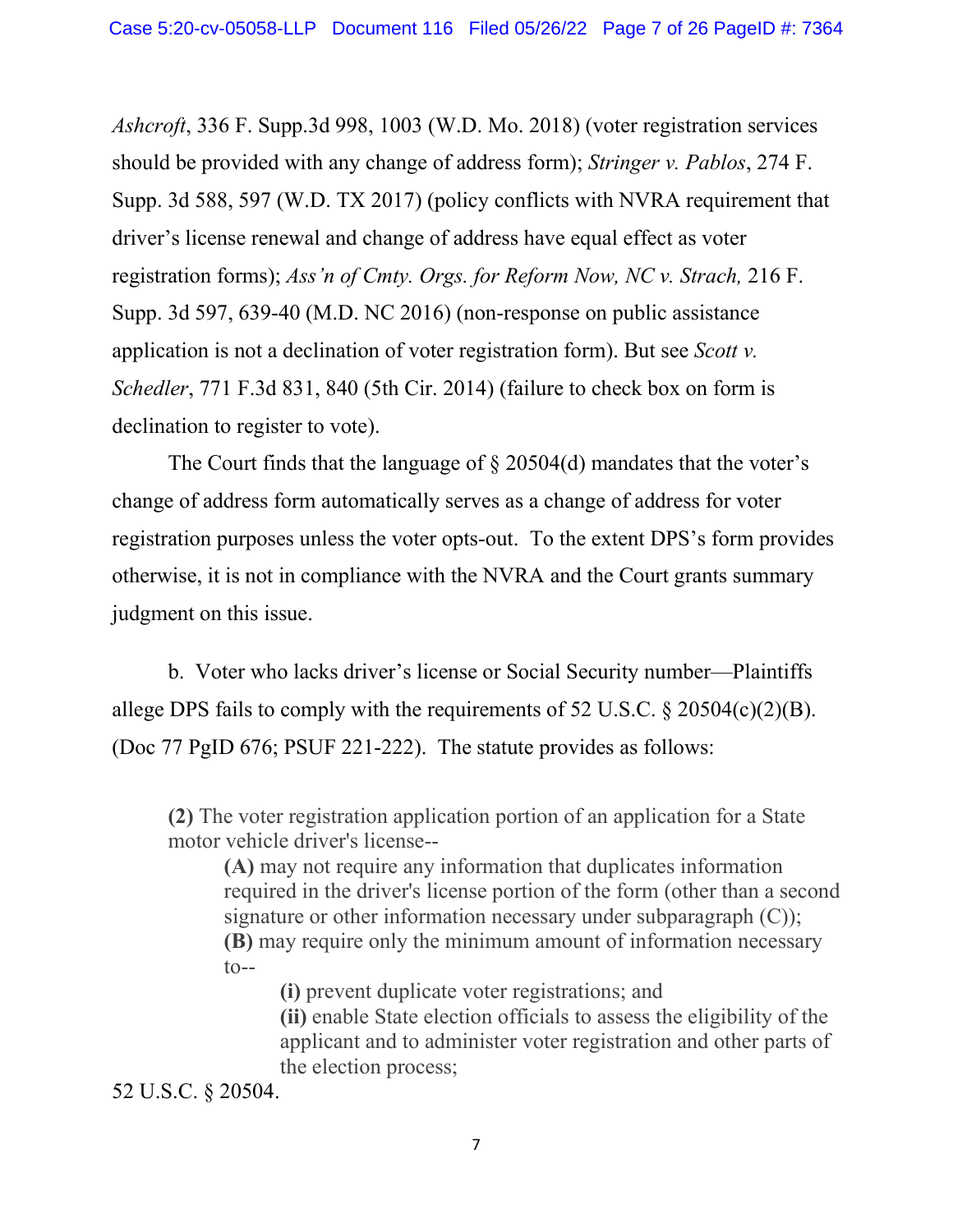*Ashcroft*, 336 F. Supp.3d 998, 1003 (W.D. Mo. 2018) (voter registration services should be provided with any change of address form); *Stringer v. Pablos*, 274 F. Supp. 3d 588, 597 (W.D. TX 2017) (policy conflicts with NVRA requirement that driver's license renewal and change of address have equal effect as voter registration forms); *Ass'n of Cmty. Orgs. for Reform Now, NC v. Strach,* 216 F. Supp. 3d 597, 639-40 (M.D. NC 2016) (non-response on public assistance application is not a declination of voter registration form). But see *Scott v. Schedler*, 771 F.3d 831, 840 (5th Cir. 2014) (failure to check box on form is declination to register to vote).

The Court finds that the language of § 20504(d) mandates that the voter's change of address form automatically serves as a change of address for voter registration purposes unless the voter opts-out. To the extent DPS's form provides otherwise, it is not in compliance with the NVRA and the Court grants summary judgment on this issue.

b. Voter who lacks driver's license or Social Security number—Plaintiffs allege DPS fails to comply with the requirements of 52 U.S.C. § 20504(c)(2)(B). (Doc 77 PgID 676; PSUF 221-222). The statute provides as follows:

> **(2)** The voter registration application portion of an application for a State motor vehicle driver's license--
>
> > **(A)** may not require any information that duplicates information required in the driver's license portion of the form (other than a second signature or other information necessary under subparagraph (C));
> >
> > **(B)** may require only the minimum amount of information necessary to--
> >
> > > **(i)** prevent duplicate voter registrations; and
> > >
> > > **(ii)** enable State election officials to assess the eligibility of the applicant and to administer voter registration and other parts of the election process;

52 U.S.C. § 20504.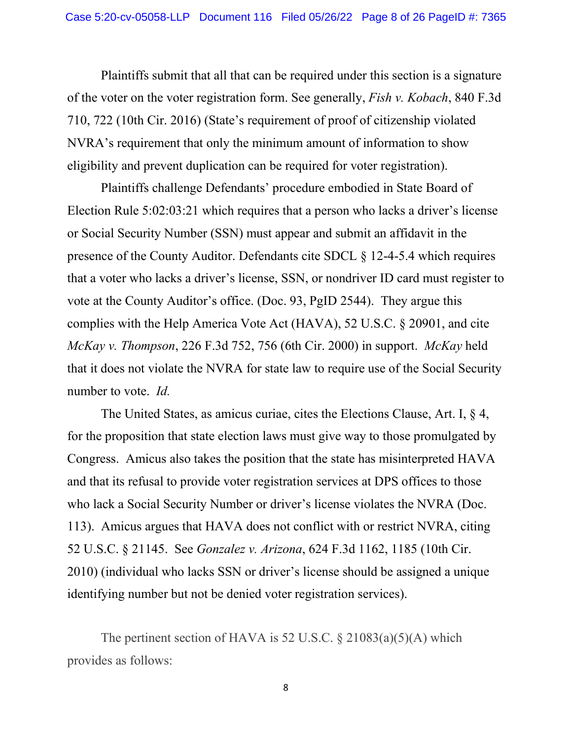Plaintiffs submit that all that can be required under this section is a signature of the voter on the voter registration form. See generally, *Fish v. Kobach*, 840 F.3d 710, 722 (10th Cir. 2016) (State's requirement of proof of citizenship violated NVRA's requirement that only the minimum amount of information to show eligibility and prevent duplication can be required for voter registration).

Plaintiffs challenge Defendants' procedure embodied in State Board of Election Rule 5:02:03:21 which requires that a person who lacks a driver's license or Social Security Number (SSN) must appear and submit an affidavit in the presence of the County Auditor. Defendants cite SDCL § 12-4-5.4 which requires that a voter who lacks a driver's license, SSN, or nondriver ID card must register to vote at the County Auditor's office. (Doc. 93, PgID 2544). They argue this complies with the Help America Vote Act (HAVA), 52 U.S.C. § 20901, and cite *McKay v. Thompson*, 226 F.3d 752, 756 (6th Cir. 2000) in support. *McKay* held that it does not violate the NVRA for state law to require use of the Social Security number to vote. *Id.*

The United States, as amicus curiae, cites the Elections Clause, Art. I, § 4, for the proposition that state election laws must give way to those promulgated by Congress. Amicus also takes the position that the state has misinterpreted HAVA and that its refusal to provide voter registration services at DPS offices to those who lack a Social Security Number or driver's license violates the NVRA (Doc. 113). Amicus argues that HAVA does not conflict with or restrict NVRA, citing 52 U.S.C. § 21145. See *Gonzalez v. Arizona*, 624 F.3d 1162, 1185 (10th Cir. 2010) (individual who lacks SSN or driver's license should be assigned a unique identifying number but not be denied voter registration services).

The pertinent section of HAVA is 52 U.S.C. § 21083(a)(5)(A) which provides as follows: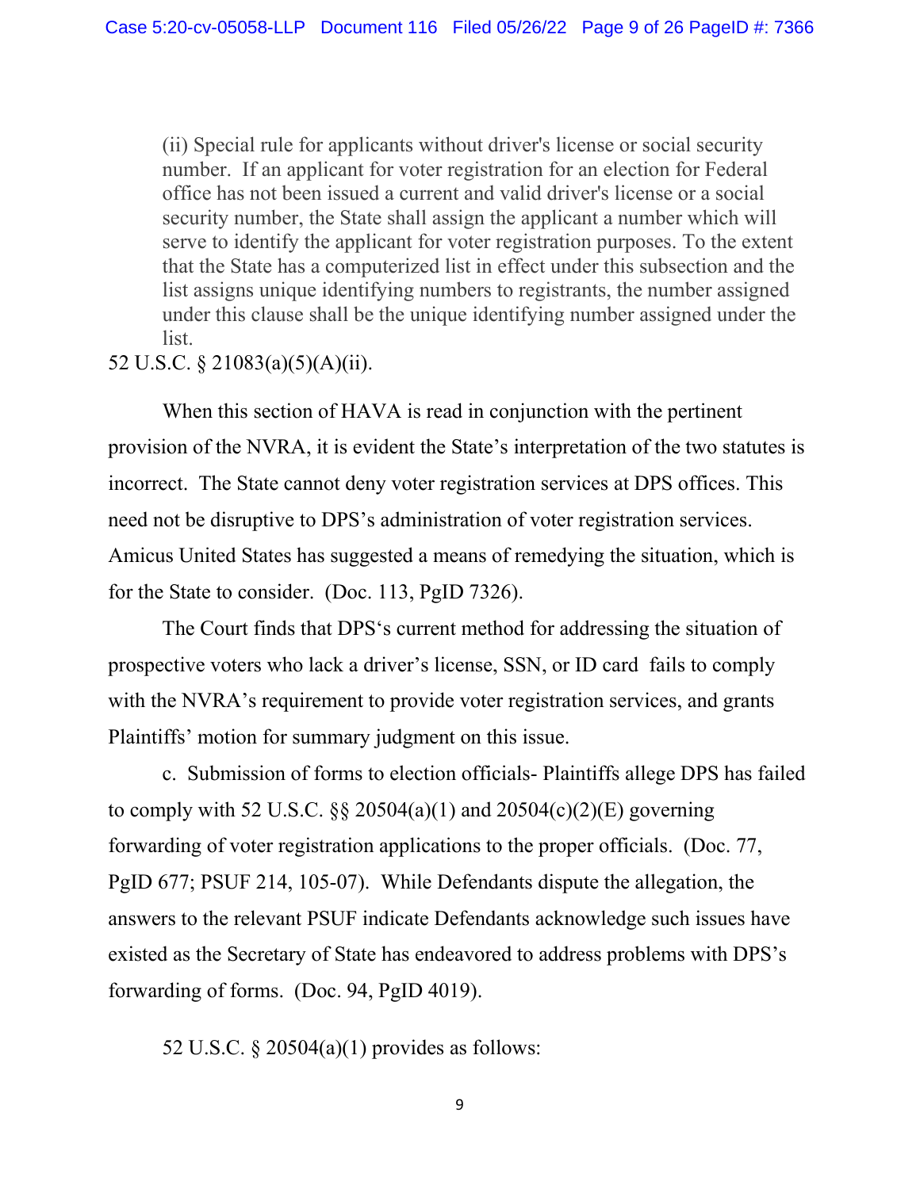> (ii) Special rule for applicants without driver's license or social security number. If an applicant for voter registration for an election for Federal office has not been issued a current and valid driver's license or a social security number, the State shall assign the applicant a number which will serve to identify the applicant for voter registration purposes. To the extent that the State has a computerized list in effect under this subsection and the list assigns unique identifying numbers to registrants, the number assigned under this clause shall be the unique identifying number assigned under the list.

52 U.S.C. § 21083(a)(5)(A)(ii).

When this section of HAVA is read in conjunction with the pertinent provision of the NVRA, it is evident the State's interpretation of the two statutes is incorrect. The State cannot deny voter registration services at DPS offices. This need not be disruptive to DPS's administration of voter registration services. Amicus United States has suggested a means of remedying the situation, which is for the State to consider. (Doc. 113, PgID 7326).

The Court finds that DPS's current method for addressing the situation of prospective voters who lack a driver's license, SSN, or ID card fails to comply with the NVRA's requirement to provide voter registration services, and grants Plaintiffs' motion for summary judgment on this issue.

c. Submission of forms to election officials- Plaintiffs allege DPS has failed to comply with 52 U.S.C. §§ 20504(a)(1) and 20504(c)(2)(E) governing forwarding of voter registration applications to the proper officials. (Doc. 77, PgID 677; PSUF 214, 105-07). While Defendants dispute the allegation, the answers to the relevant PSUF indicate Defendants acknowledge such issues have existed as the Secretary of State has endeavored to address problems with DPS's forwarding of forms. (Doc. 94, PgID 4019).

52 U.S.C. § 20504(a)(1) provides as follows: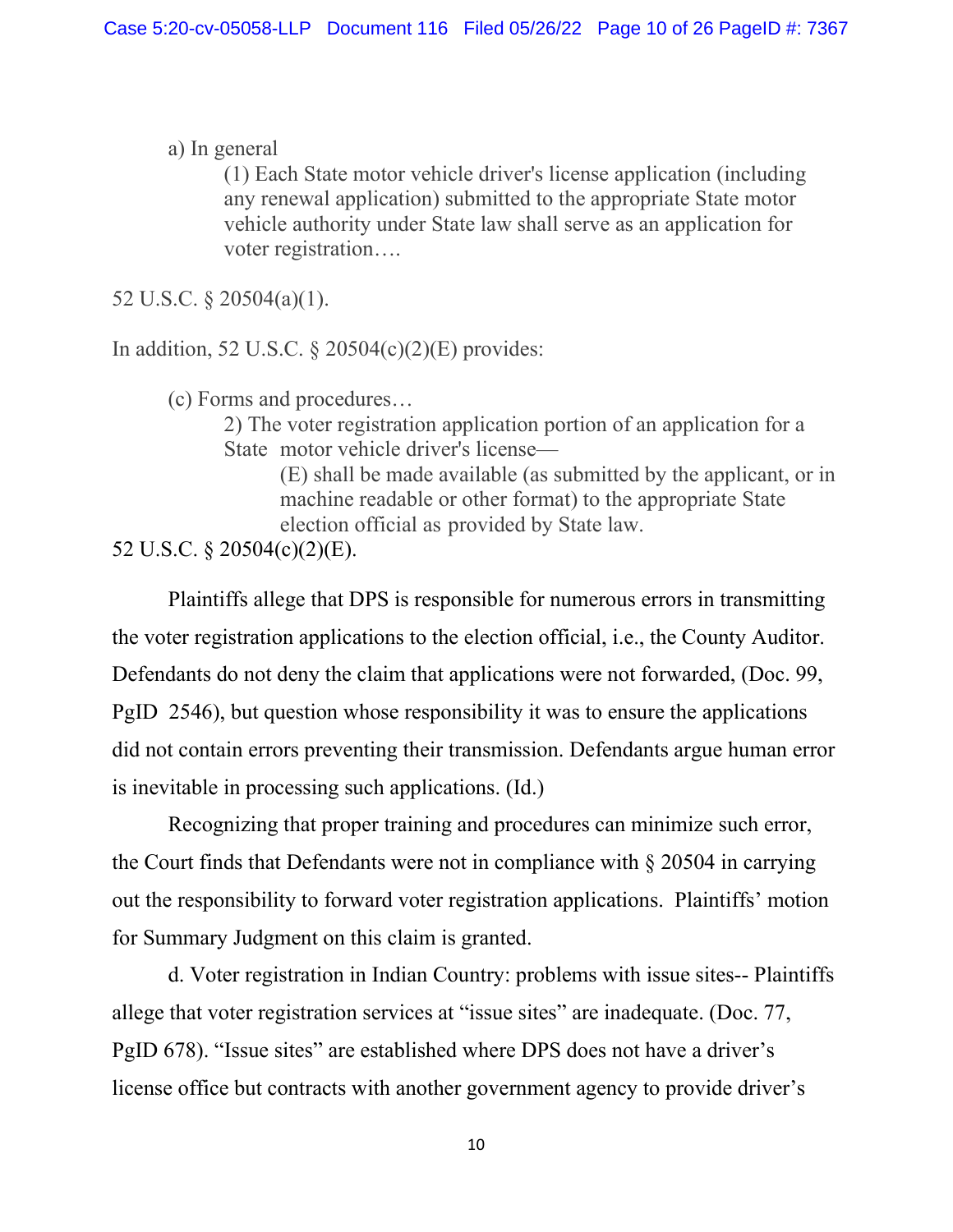> a) In general
>
> > (1) Each State motor vehicle driver's license application (including any renewal application) submitted to the appropriate State motor vehicle authority under State law shall serve as an application for voter registration….

52 U.S.C. § 20504(a)(1).

In addition, 52 U.S.C. § 20504(c)(2)(E) provides:

> (c) Forms and procedures…
>
> > 2) The voter registration application portion of an application for a State motor vehicle driver's license—
> >
> > > (E) shall be made available (as submitted by the applicant, or in machine readable or other format) to the appropriate State election official as provided by State law.

52 U.S.C. § 20504(c)(2)(E).

Plaintiffs allege that DPS is responsible for numerous errors in transmitting the voter registration applications to the election official, i.e., the County Auditor. Defendants do not deny the claim that applications were not forwarded, (Doc. 99, PgID 2546), but question whose responsibility it was to ensure the applications did not contain errors preventing their transmission. Defendants argue human error is inevitable in processing such applications. (Id.)

Recognizing that proper training and procedures can minimize such error, the Court finds that Defendants were not in compliance with § 20504 in carrying out the responsibility to forward voter registration applications. Plaintiffs' motion for Summary Judgment on this claim is granted.

d. Voter registration in Indian Country: problems with issue sites-- Plaintiffs allege that voter registration services at "issue sites" are inadequate. (Doc. 77, PgID 678). "Issue sites" are established where DPS does not have a driver's license office but contracts with another government agency to provide driver's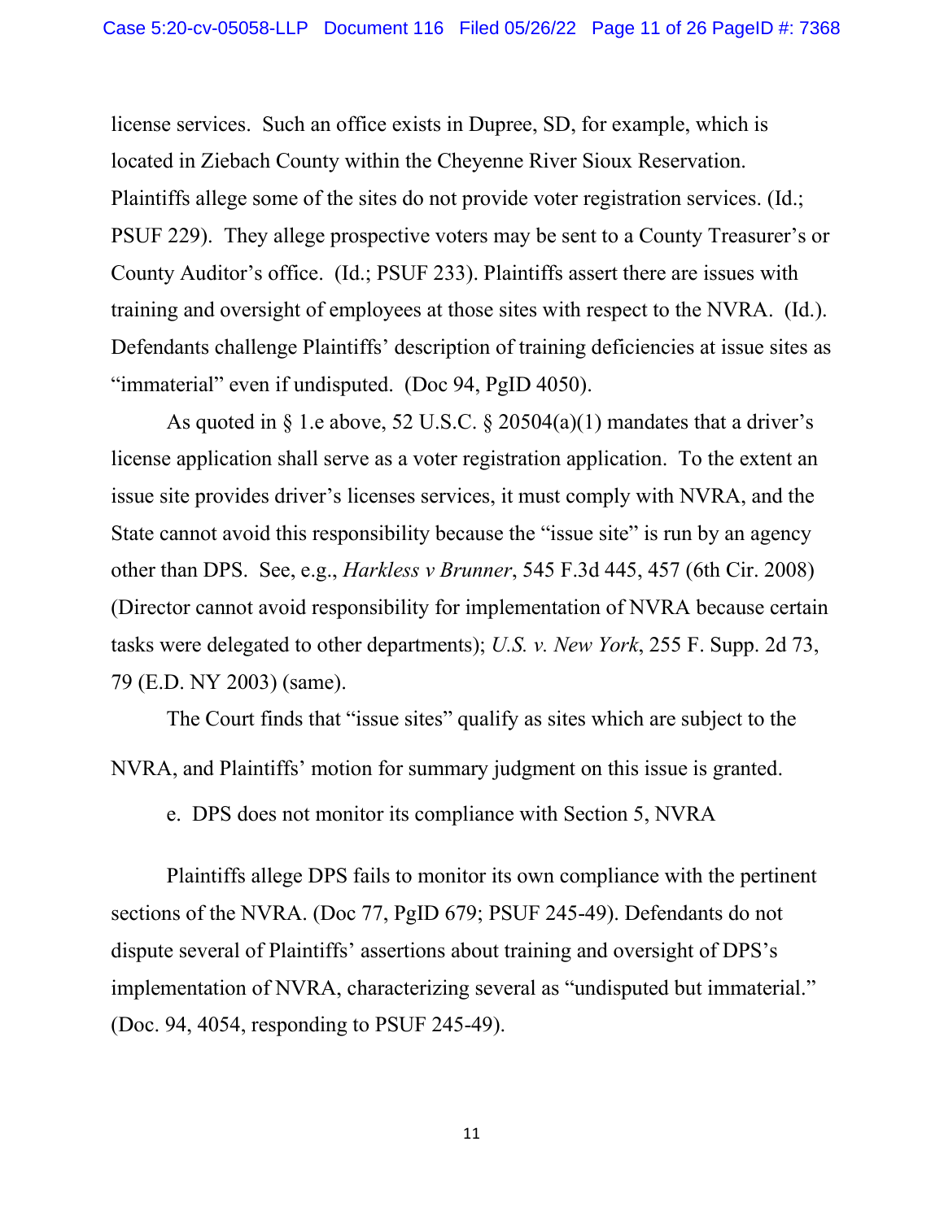license services. Such an office exists in Dupree, SD, for example, which is located in Ziebach County within the Cheyenne River Sioux Reservation. Plaintiffs allege some of the sites do not provide voter registration services. (Id.; PSUF 229). They allege prospective voters may be sent to a County Treasurer's or County Auditor's office. (Id.; PSUF 233). Plaintiffs assert there are issues with training and oversight of employees at those sites with respect to the NVRA. (Id.). Defendants challenge Plaintiffs' description of training deficiencies at issue sites as "immaterial" even if undisputed. (Doc 94, PgID 4050).

As quoted in § 1.e above, 52 U.S.C. § 20504(a)(1) mandates that a driver's license application shall serve as a voter registration application. To the extent an issue site provides driver's licenses services, it must comply with NVRA, and the State cannot avoid this responsibility because the "issue site" is run by an agency other than DPS. See, e.g., *Harkless v Brunner*, 545 F.3d 445, 457 (6th Cir. 2008) (Director cannot avoid responsibility for implementation of NVRA because certain tasks were delegated to other departments); *U.S. v. New York*, 255 F. Supp. 2d 73, 79 (E.D. NY 2003) (same).

The Court finds that "issue sites" qualify as sites which are subject to the NVRA, and Plaintiffs' motion for summary judgment on this issue is granted.

e. DPS does not monitor its compliance with Section 5, NVRA

Plaintiffs allege DPS fails to monitor its own compliance with the pertinent sections of the NVRA. (Doc 77, PgID 679; PSUF 245-49). Defendants do not dispute several of Plaintiffs' assertions about training and oversight of DPS's implementation of NVRA, characterizing several as "undisputed but immaterial." (Doc. 94, 4054, responding to PSUF 245-49).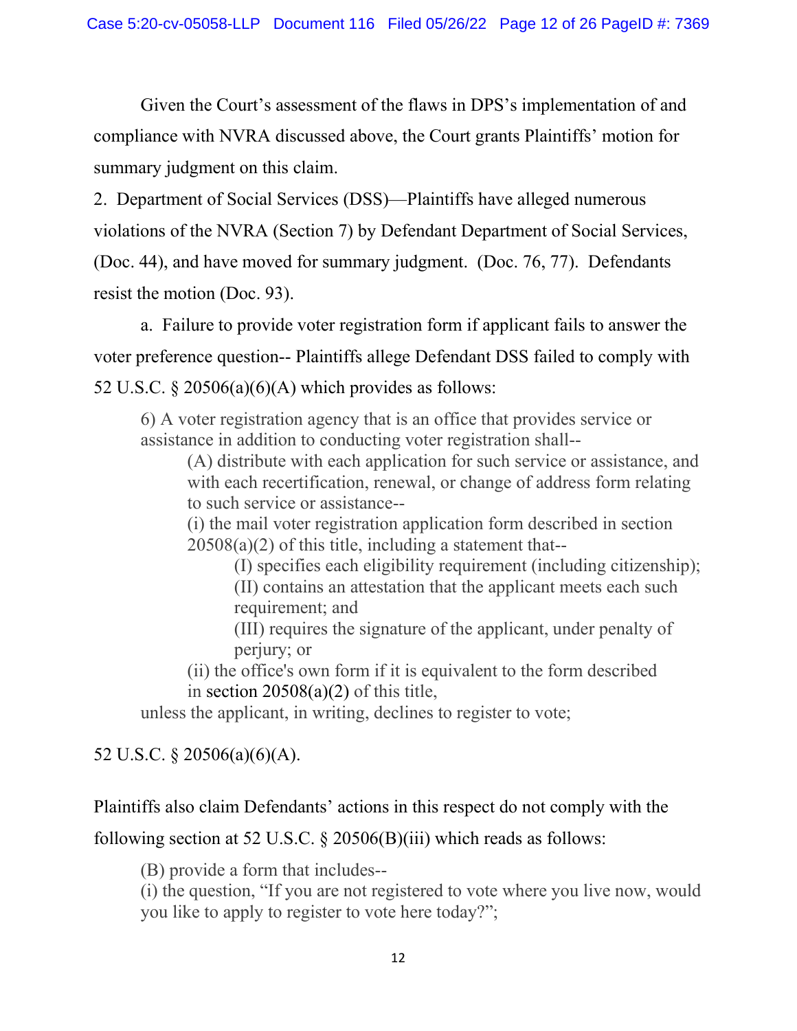Given the Court's assessment of the flaws in DPS's implementation of and compliance with NVRA discussed above, the Court grants Plaintiffs' motion for summary judgment on this claim.

2. Department of Social Services (DSS)—Plaintiffs have alleged numerous violations of the NVRA (Section 7) by Defendant Department of Social Services, (Doc. 44), and have moved for summary judgment. (Doc. 76, 77). Defendants resist the motion (Doc. 93).

a. Failure to provide voter registration form if applicant fails to answer the voter preference question-- Plaintiffs allege Defendant DSS failed to comply with 52 U.S.C. § 20506(a)(6)(A) which provides as follows:

> 6) A voter registration agency that is an office that provides service or assistance in addition to conducting voter registration shall--
>
> > (A) distribute with each application for such service or assistance, and with each recertification, renewal, or change of address form relating to such service or assistance--
> >
> > (i) the mail voter registration application form described in section 20508(a)(2) of this title, including a statement that--
> >
> > > (I) specifies each eligibility requirement (including citizenship);
> > >
> > > (II) contains an attestation that the applicant meets each such requirement; and
> > >
> > > (III) requires the signature of the applicant, under penalty of perjury; or
> >
> > (ii) the office's own form if it is equivalent to the form described in section 20508(a)(2) of this title,
>
> unless the applicant, in writing, declines to register to vote;

52 U.S.C. § 20506(a)(6)(A).

Plaintiffs also claim Defendants' actions in this respect do not comply with the following section at 52 U.S.C. § 20506(B)(iii) which reads as follows:

> (B) provide a form that includes--
>
> (i) the question, "If you are not registered to vote where you live now, would you like to apply to register to vote here today?";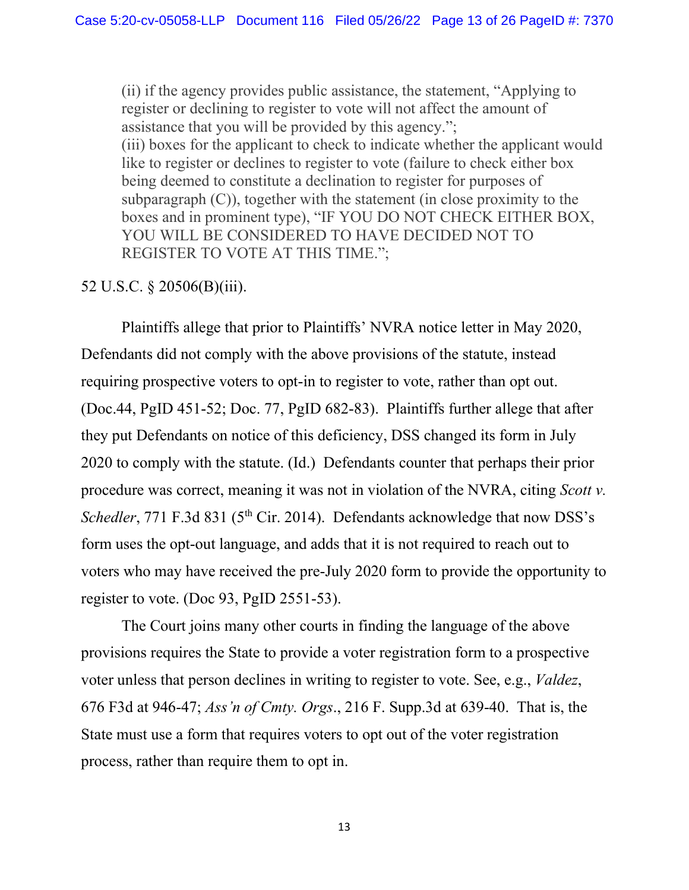> (ii) if the agency provides public assistance, the statement, "Applying to register or declining to register to vote will not affect the amount of assistance that you will be provided by this agency.";
> (iii) boxes for the applicant to check to indicate whether the applicant would like to register or declines to register to vote (failure to check either box being deemed to constitute a declination to register for purposes of subparagraph (C)), together with the statement (in close proximity to the boxes and in prominent type), "IF YOU DO NOT CHECK EITHER BOX, YOU WILL BE CONSIDERED TO HAVE DECIDED NOT TO REGISTER TO VOTE AT THIS TIME.";

52 U.S.C. § 20506(B)(iii).

Plaintiffs allege that prior to Plaintiffs' NVRA notice letter in May 2020, Defendants did not comply with the above provisions of the statute, instead requiring prospective voters to opt-in to register to vote, rather than opt out. (Doc.44, PgID 451-52; Doc. 77, PgID 682-83). Plaintiffs further allege that after they put Defendants on notice of this deficiency, DSS changed its form in July 2020 to comply with the statute. (Id.) Defendants counter that perhaps their prior procedure was correct, meaning it was not in violation of the NVRA, citing *Scott v. Schedler*, 771 F.3d 831 (5th Cir. 2014). Defendants acknowledge that now DSS's form uses the opt-out language, and adds that it is not required to reach out to voters who may have received the pre-July 2020 form to provide the opportunity to register to vote. (Doc 93, PgID 2551-53).

The Court joins many other courts in finding the language of the above provisions requires the State to provide a voter registration form to a prospective voter unless that person declines in writing to register to vote. See, e.g., *Valdez*, 676 F3d at 946-47; *Ass'n of Cmty. Orgs*., 216 F. Supp.3d at 639-40. That is, the State must use a form that requires voters to opt out of the voter registration process, rather than require them to opt in.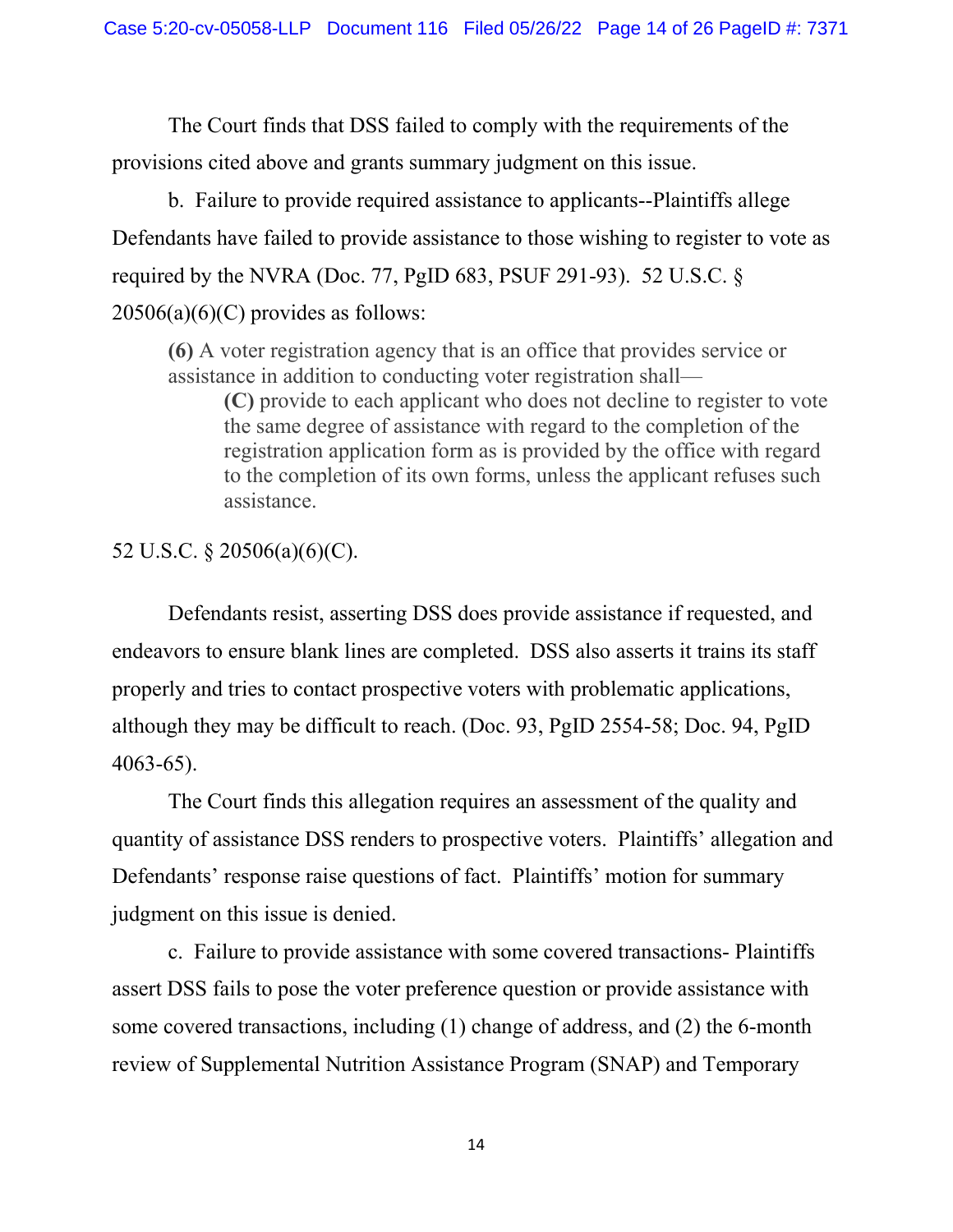The Court finds that DSS failed to comply with the requirements of the provisions cited above and grants summary judgment on this issue.

b. Failure to provide required assistance to applicants--Plaintiffs allege Defendants have failed to provide assistance to those wishing to register to vote as required by the NVRA (Doc. 77, PgID 683, PSUF 291-93). 52 U.S.C. § 20506(a)(6)(C) provides as follows:

> **(6)** A voter registration agency that is an office that provides service or assistance in addition to conducting voter registration shall—
>
> > **(C)** provide to each applicant who does not decline to register to vote the same degree of assistance with regard to the completion of the registration application form as is provided by the office with regard to the completion of its own forms, unless the applicant refuses such assistance.

52 U.S.C. § 20506(a)(6)(C).

Defendants resist, asserting DSS does provide assistance if requested, and endeavors to ensure blank lines are completed. DSS also asserts it trains its staff properly and tries to contact prospective voters with problematic applications, although they may be difficult to reach. (Doc. 93, PgID 2554-58; Doc. 94, PgID 4063-65).

The Court finds this allegation requires an assessment of the quality and quantity of assistance DSS renders to prospective voters. Plaintiffs' allegation and Defendants' response raise questions of fact. Plaintiffs' motion for summary judgment on this issue is denied.

c. Failure to provide assistance with some covered transactions- Plaintiffs assert DSS fails to pose the voter preference question or provide assistance with some covered transactions, including (1) change of address, and (2) the 6-month review of Supplemental Nutrition Assistance Program (SNAP) and Temporary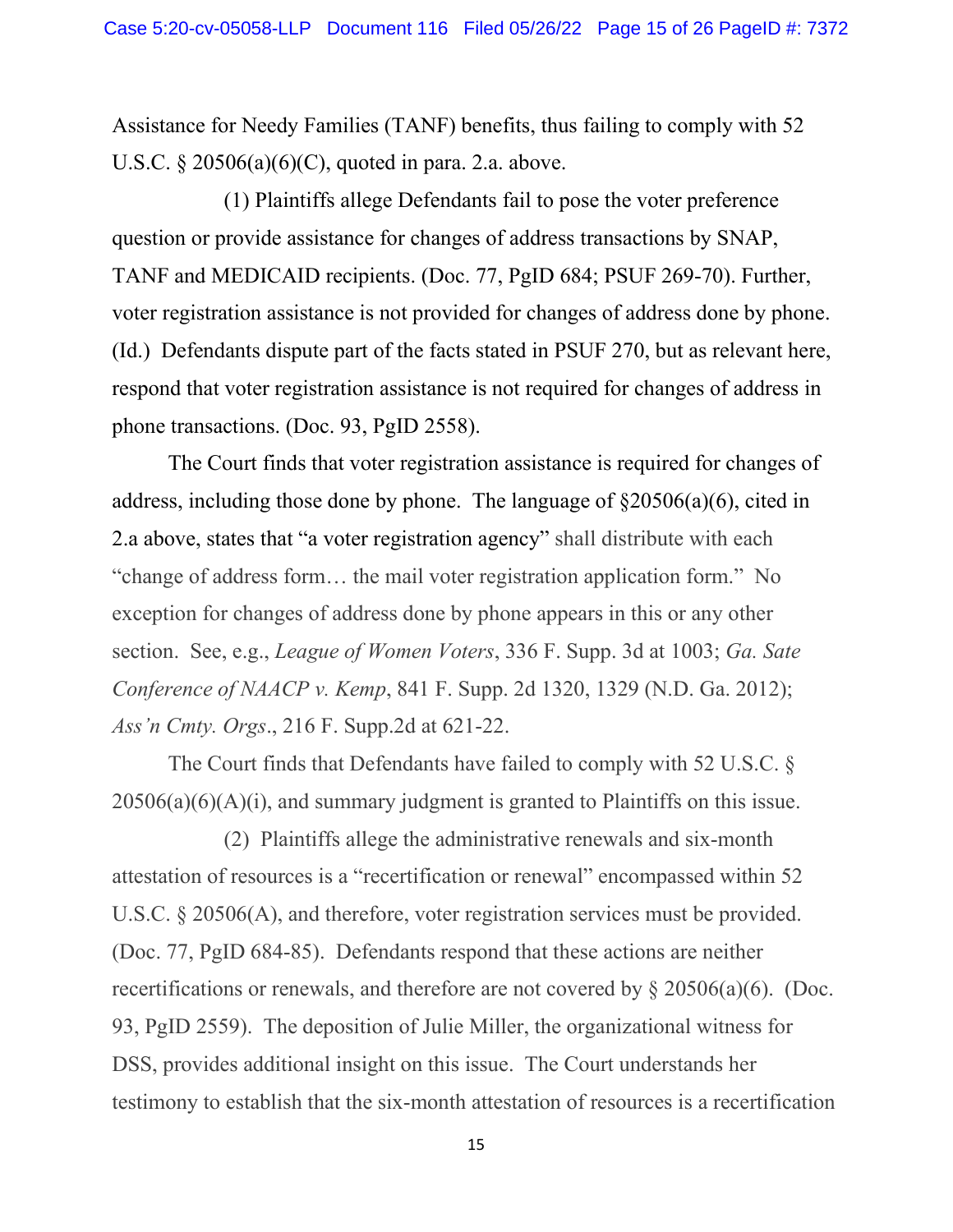Assistance for Needy Families (TANF) benefits, thus failing to comply with 52 U.S.C. § 20506(a)(6)(C), quoted in para. 2.a. above.

(1) Plaintiffs allege Defendants fail to pose the voter preference question or provide assistance for changes of address transactions by SNAP, TANF and MEDICAID recipients. (Doc. 77, PgID 684; PSUF 269-70). Further, voter registration assistance is not provided for changes of address done by phone. (Id.) Defendants dispute part of the facts stated in PSUF 270, but as relevant here, respond that voter registration assistance is not required for changes of address in phone transactions. (Doc. 93, PgID 2558).

The Court finds that voter registration assistance is required for changes of address, including those done by phone. The language of §20506(a)(6), cited in 2.a above, states that "a voter registration agency" shall distribute with each "change of address form… the mail voter registration application form." No exception for changes of address done by phone appears in this or any other section. See, e.g., *League of Women Voters*, 336 F. Supp. 3d at 1003; *Ga. Sate Conference of NAACP v. Kemp*, 841 F. Supp. 2d 1320, 1329 (N.D. Ga. 2012); *Ass'n Cmty. Orgs*., 216 F. Supp.2d at 621-22.

The Court finds that Defendants have failed to comply with 52 U.S.C. § 20506(a)(6)(A)(i), and summary judgment is granted to Plaintiffs on this issue.

(2) Plaintiffs allege the administrative renewals and six-month attestation of resources is a "recertification or renewal" encompassed within 52 U.S.C. § 20506(A), and therefore, voter registration services must be provided. (Doc. 77, PgID 684-85). Defendants respond that these actions are neither recertifications or renewals, and therefore are not covered by § 20506(a)(6). (Doc. 93, PgID 2559). The deposition of Julie Miller, the organizational witness for DSS, provides additional insight on this issue. The Court understands her testimony to establish that the six-month attestation of resources is a recertification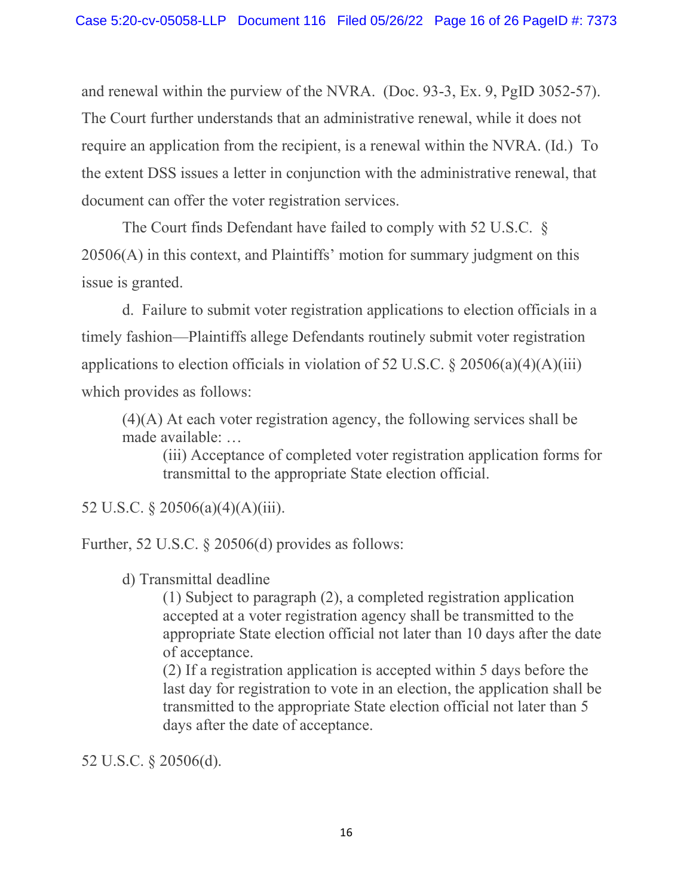and renewal within the purview of the NVRA. (Doc. 93-3, Ex. 9, PgID 3052-57). The Court further understands that an administrative renewal, while it does not require an application from the recipient, is a renewal within the NVRA. (Id.) To the extent DSS issues a letter in conjunction with the administrative renewal, that document can offer the voter registration services.

The Court finds Defendant have failed to comply with 52 U.S.C. § 20506(A) in this context, and Plaintiffs' motion for summary judgment on this issue is granted.

d. Failure to submit voter registration applications to election officials in a timely fashion—Plaintiffs allege Defendants routinely submit voter registration applications to election officials in violation of 52 U.S.C. § 20506(a)(4)(A)(iii) which provides as follows:

> (4)(A) At each voter registration agency, the following services shall be made available: …
>
> > (iii) Acceptance of completed voter registration application forms for transmittal to the appropriate State election official.

52 U.S.C. § 20506(a)(4)(A)(iii).

Further, 52 U.S.C. § 20506(d) provides as follows:

> d) Transmittal deadline
>
> > (1) Subject to paragraph (2), a completed registration application accepted at a voter registration agency shall be transmitted to the appropriate State election official not later than 10 days after the date of acceptance.
> >
> > (2) If a registration application is accepted within 5 days before the last day for registration to vote in an election, the application shall be transmitted to the appropriate State election official not later than 5 days after the date of acceptance.

52 U.S.C. § 20506(d).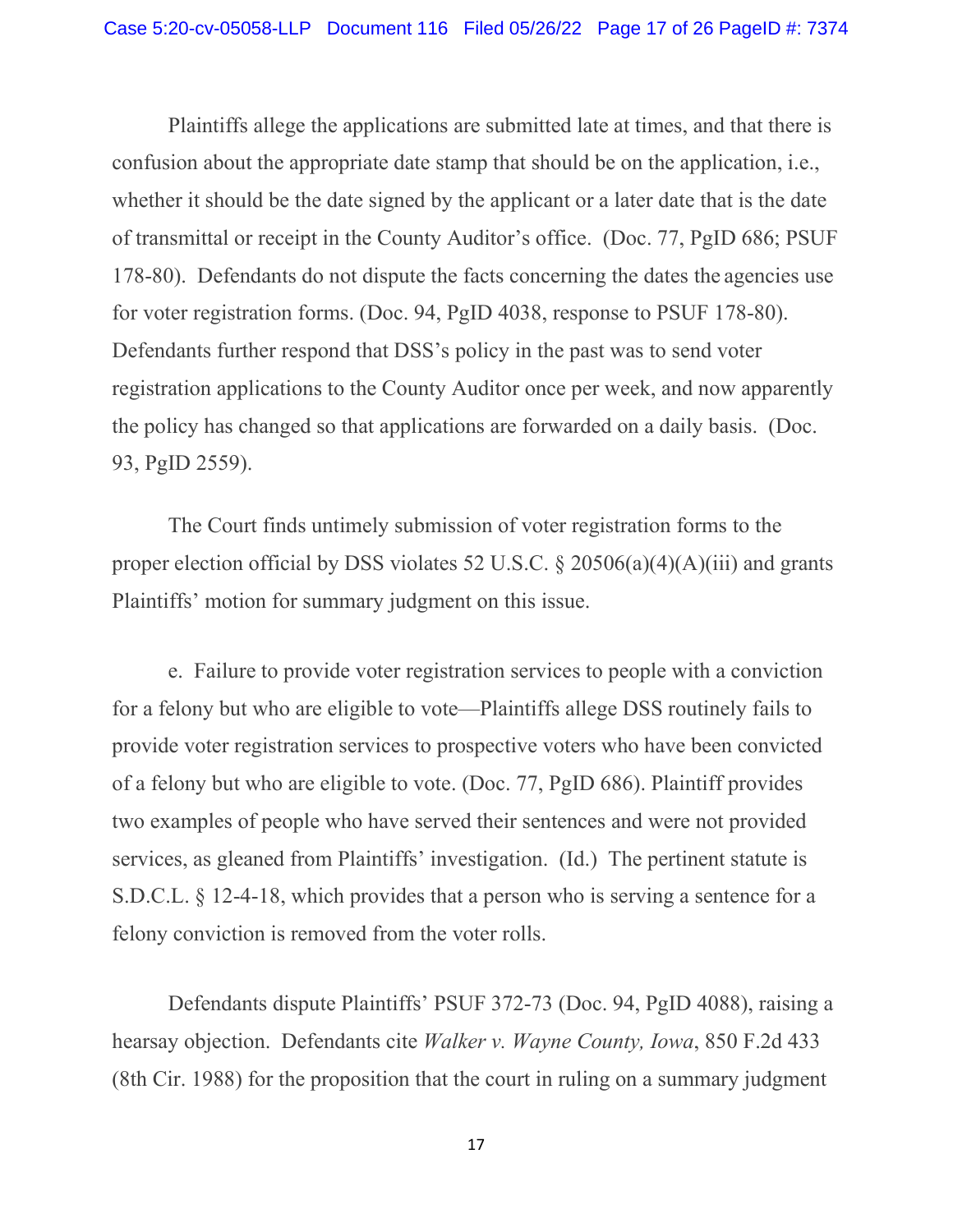Plaintiffs allege the applications are submitted late at times, and that there is confusion about the appropriate date stamp that should be on the application, i.e., whether it should be the date signed by the applicant or a later date that is the date of transmittal or receipt in the County Auditor's office. (Doc. 77, PgID 686; PSUF 178-80). Defendants do not dispute the facts concerning the dates the agencies use for voter registration forms. (Doc. 94, PgID 4038, response to PSUF 178-80). Defendants further respond that DSS's policy in the past was to send voter registration applications to the County Auditor once per week, and now apparently the policy has changed so that applications are forwarded on a daily basis. (Doc. 93, PgID 2559).

The Court finds untimely submission of voter registration forms to the proper election official by DSS violates 52 U.S.C. § 20506(a)(4)(A)(iii) and grants Plaintiffs' motion for summary judgment on this issue.

e. Failure to provide voter registration services to people with a conviction for a felony but who are eligible to vote—Plaintiffs allege DSS routinely fails to provide voter registration services to prospective voters who have been convicted of a felony but who are eligible to vote. (Doc. 77, PgID 686). Plaintiff provides two examples of people who have served their sentences and were not provided services, as gleaned from Plaintiffs' investigation. (Id.) The pertinent statute is S.D.C.L. § 12-4-18, which provides that a person who is serving a sentence for a felony conviction is removed from the voter rolls.

Defendants dispute Plaintiffs' PSUF 372-73 (Doc. 94, PgID 4088), raising a hearsay objection. Defendants cite *Walker v. Wayne County, Iowa*, 850 F.2d 433 (8th Cir. 1988) for the proposition that the court in ruling on a summary judgment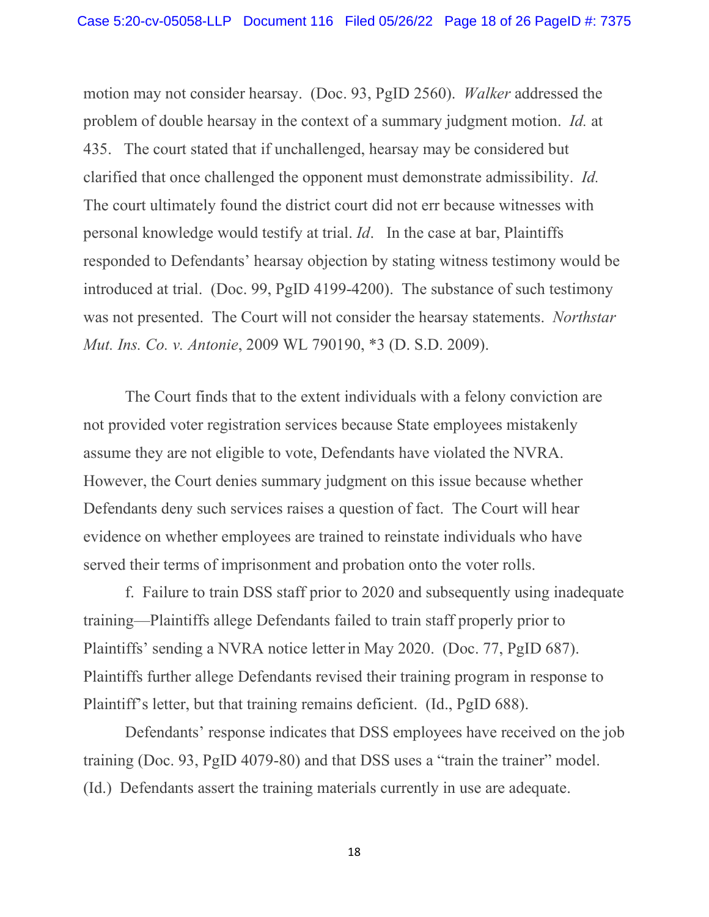motion may not consider hearsay. (Doc. 93, PgID 2560). *Walker* addressed the problem of double hearsay in the context of a summary judgment motion. *Id.* at 435. The court stated that if unchallenged, hearsay may be considered but clarified that once challenged the opponent must demonstrate admissibility. *Id.* The court ultimately found the district court did not err because witnesses with personal knowledge would testify at trial. *Id*. In the case at bar, Plaintiffs responded to Defendants' hearsay objection by stating witness testimony would be introduced at trial. (Doc. 99, PgID 4199-4200). The substance of such testimony was not presented. The Court will not consider the hearsay statements. *Northstar Mut. Ins. Co. v. Antonie*, 2009 WL 790190, *3 (D. S.D. 2009).

The Court finds that to the extent individuals with a felony conviction are not provided voter registration services because State employees mistakenly assume they are not eligible to vote, Defendants have violated the NVRA. However, the Court denies summary judgment on this issue because whether Defendants deny such services raises a question of fact. The Court will hear evidence on whether employees are trained to reinstate individuals who have served their terms of imprisonment and probation onto the voter rolls.

f. Failure to train DSS staff prior to 2020 and subsequently using inadequate training—Plaintiffs allege Defendants failed to train staff properly prior to Plaintiffs' sending a NVRA notice letter in May 2020. (Doc. 77, PgID 687). Plaintiffs further allege Defendants revised their training program in response to Plaintiff's letter, but that training remains deficient. (Id., PgID 688).

Defendants' response indicates that DSS employees have received on the job training (Doc. 93, PgID 4079-80) and that DSS uses a "train the trainer" model. (Id.) Defendants assert the training materials currently in use are adequate.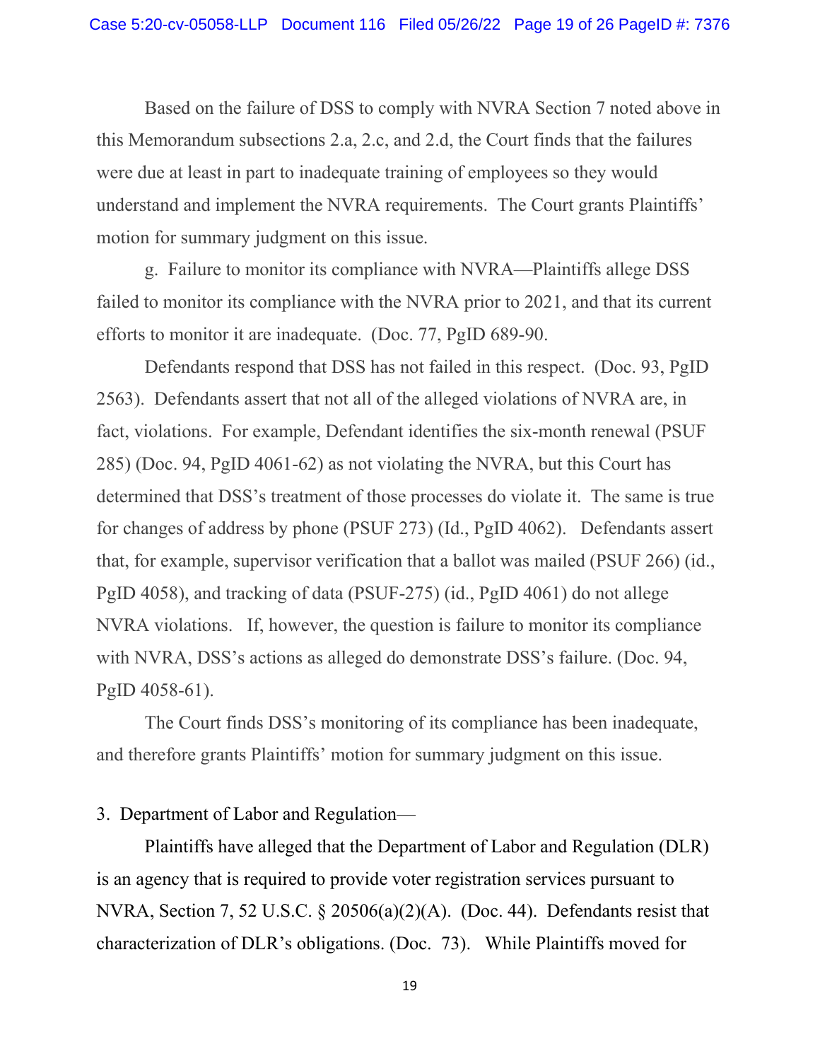Based on the failure of DSS to comply with NVRA Section 7 noted above in this Memorandum subsections 2.a, 2.c, and 2.d, the Court finds that the failures were due at least in part to inadequate training of employees so they would understand and implement the NVRA requirements. The Court grants Plaintiffs' motion for summary judgment on this issue.

g. Failure to monitor its compliance with NVRA—Plaintiffs allege DSS failed to monitor its compliance with the NVRA prior to 2021, and that its current efforts to monitor it are inadequate. (Doc. 77, PgID 689-90.

Defendants respond that DSS has not failed in this respect. (Doc. 93, PgID 2563). Defendants assert that not all of the alleged violations of NVRA are, in fact, violations. For example, Defendant identifies the six-month renewal (PSUF 285) (Doc. 94, PgID 4061-62) as not violating the NVRA, but this Court has determined that DSS's treatment of those processes do violate it. The same is true for changes of address by phone (PSUF 273) (Id., PgID 4062). Defendants assert that, for example, supervisor verification that a ballot was mailed (PSUF 266) (id., PgID 4058), and tracking of data (PSUF-275) (id., PgID 4061) do not allege NVRA violations. If, however, the question is failure to monitor its compliance with NVRA, DSS's actions as alleged do demonstrate DSS's failure. (Doc. 94, PgID 4058-61).

The Court finds DSS's monitoring of its compliance has been inadequate, and therefore grants Plaintiffs' motion for summary judgment on this issue.

3. Department of Labor and Regulation—

Plaintiffs have alleged that the Department of Labor and Regulation (DLR) is an agency that is required to provide voter registration services pursuant to NVRA, Section 7, 52 U.S.C. § 20506(a)(2)(A). (Doc. 44). Defendants resist that characterization of DLR's obligations. (Doc. 73). While Plaintiffs moved for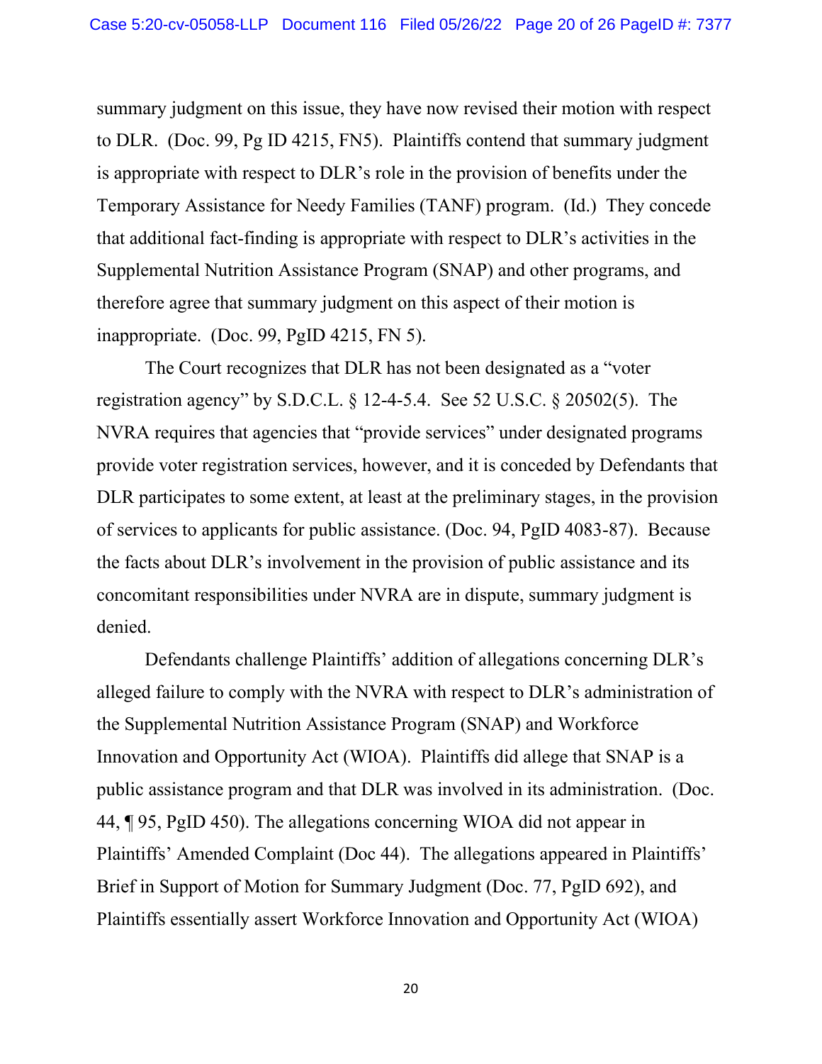summary judgment on this issue, they have now revised their motion with respect to DLR. (Doc. 99, Pg ID 4215, FN5). Plaintiffs contend that summary judgment is appropriate with respect to DLR's role in the provision of benefits under the Temporary Assistance for Needy Families (TANF) program. (Id.) They concede that additional fact-finding is appropriate with respect to DLR's activities in the Supplemental Nutrition Assistance Program (SNAP) and other programs, and therefore agree that summary judgment on this aspect of their motion is inappropriate. (Doc. 99, PgID 4215, FN 5).

The Court recognizes that DLR has not been designated as a "voter registration agency" by S.D.C.L. § 12-4-5.4. See 52 U.S.C. § 20502(5). The NVRA requires that agencies that "provide services" under designated programs provide voter registration services, however, and it is conceded by Defendants that DLR participates to some extent, at least at the preliminary stages, in the provision of services to applicants for public assistance. (Doc. 94, PgID 4083-87). Because the facts about DLR's involvement in the provision of public assistance and its concomitant responsibilities under NVRA are in dispute, summary judgment is denied.

Defendants challenge Plaintiffs' addition of allegations concerning DLR's alleged failure to comply with the NVRA with respect to DLR's administration of the Supplemental Nutrition Assistance Program (SNAP) and Workforce Innovation and Opportunity Act (WIOA). Plaintiffs did allege that SNAP is a public assistance program and that DLR was involved in its administration. (Doc. 44, ¶ 95, PgID 450). The allegations concerning WIOA did not appear in Plaintiffs' Amended Complaint (Doc 44). The allegations appeared in Plaintiffs' Brief in Support of Motion for Summary Judgment (Doc. 77, PgID 692), and Plaintiffs essentially assert Workforce Innovation and Opportunity Act (WIOA)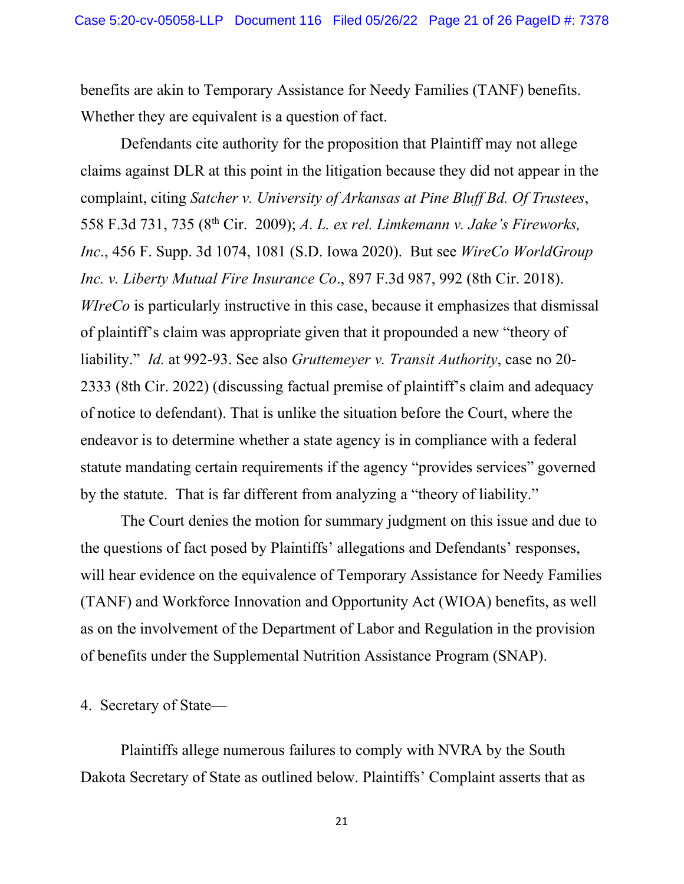benefits are akin to Temporary Assistance for Needy Families (TANF) benefits. Whether they are equivalent is a question of fact.

Defendants cite authority for the proposition that Plaintiff may not allege claims against DLR at this point in the litigation because they did not appear in the complaint, citing *Satcher v. University of Arkansas at Pine Bluff Bd. Of Trustees*, 558 F.3d 731, 735 (8th Cir. 2009); *A. L. ex rel. Limkemann v. Jake's Fireworks, Inc*., 456 F. Supp. 3d 1074, 1081 (S.D. Iowa 2020). But see *WireCo WorldGroup Inc. v. Liberty Mutual Fire Insurance Co*., 897 F.3d 987, 992 (8th Cir. 2018). *WIreCo* is particularly instructive in this case, because it emphasizes that dismissal of plaintiff's claim was appropriate given that it propounded a new "theory of liability." *Id.* at 992-93. See also *Gruttemeyer v. Transit Authority*, case no 20-2333 (8th Cir. 2022) (discussing factual premise of plaintiff's claim and adequacy of notice to defendant). That is unlike the situation before the Court, where the endeavor is to determine whether a state agency is in compliance with a federal statute mandating certain requirements if the agency "provides services" governed by the statute. That is far different from analyzing a "theory of liability."

The Court denies the motion for summary judgment on this issue and due to the questions of fact posed by Plaintiffs' allegations and Defendants' responses, will hear evidence on the equivalence of Temporary Assistance for Needy Families (TANF) and Workforce Innovation and Opportunity Act (WIOA) benefits, as well as on the involvement of the Department of Labor and Regulation in the provision of benefits under the Supplemental Nutrition Assistance Program (SNAP).

4. Secretary of State—

Plaintiffs allege numerous failures to comply with NVRA by the South Dakota Secretary of State as outlined below. Plaintiffs' Complaint asserts that as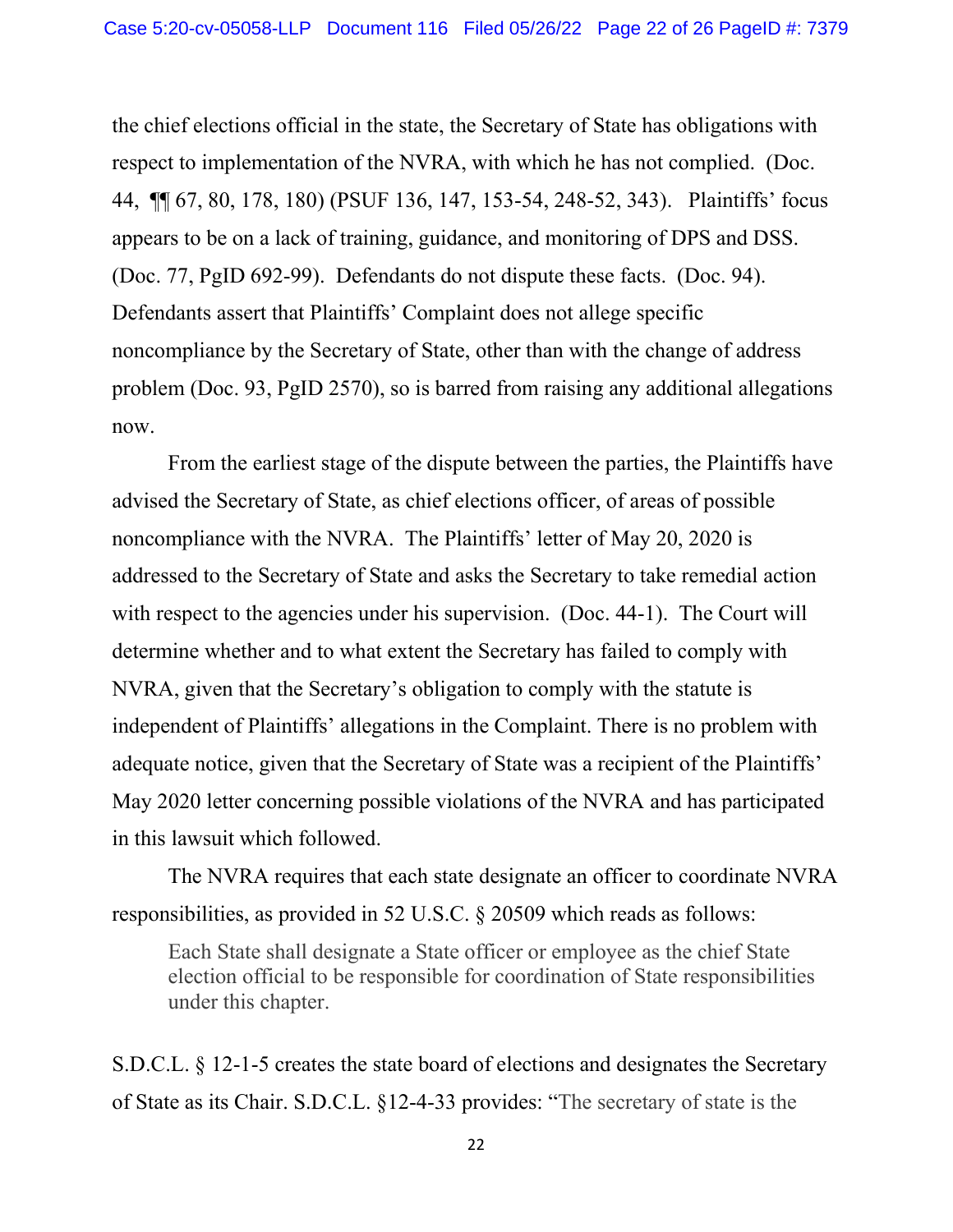the chief elections official in the state, the Secretary of State has obligations with respect to implementation of the NVRA, with which he has not complied. (Doc. 44, ¶¶ 67, 80, 178, 180) (PSUF 136, 147, 153-54, 248-52, 343). Plaintiffs' focus appears to be on a lack of training, guidance, and monitoring of DPS and DSS. (Doc. 77, PgID 692-99). Defendants do not dispute these facts. (Doc. 94). Defendants assert that Plaintiffs' Complaint does not allege specific noncompliance by the Secretary of State, other than with the change of address problem (Doc. 93, PgID 2570), so is barred from raising any additional allegations now.

From the earliest stage of the dispute between the parties, the Plaintiffs have advised the Secretary of State, as chief elections officer, of areas of possible noncompliance with the NVRA. The Plaintiffs' letter of May 20, 2020 is addressed to the Secretary of State and asks the Secretary to take remedial action with respect to the agencies under his supervision. (Doc. 44-1). The Court will determine whether and to what extent the Secretary has failed to comply with NVRA, given that the Secretary's obligation to comply with the statute is independent of Plaintiffs' allegations in the Complaint. There is no problem with adequate notice, given that the Secretary of State was a recipient of the Plaintiffs' May 2020 letter concerning possible violations of the NVRA and has participated in this lawsuit which followed.

The NVRA requires that each state designate an officer to coordinate NVRA responsibilities, as provided in 52 U.S.C. § 20509 which reads as follows:

> Each State shall designate a State officer or employee as the chief State election official to be responsible for coordination of State responsibilities under this chapter.

S.D.C.L. § 12-1-5 creates the state board of elections and designates the Secretary of State as its Chair. S.D.C.L. §12-4-33 provides: "The secretary of state is the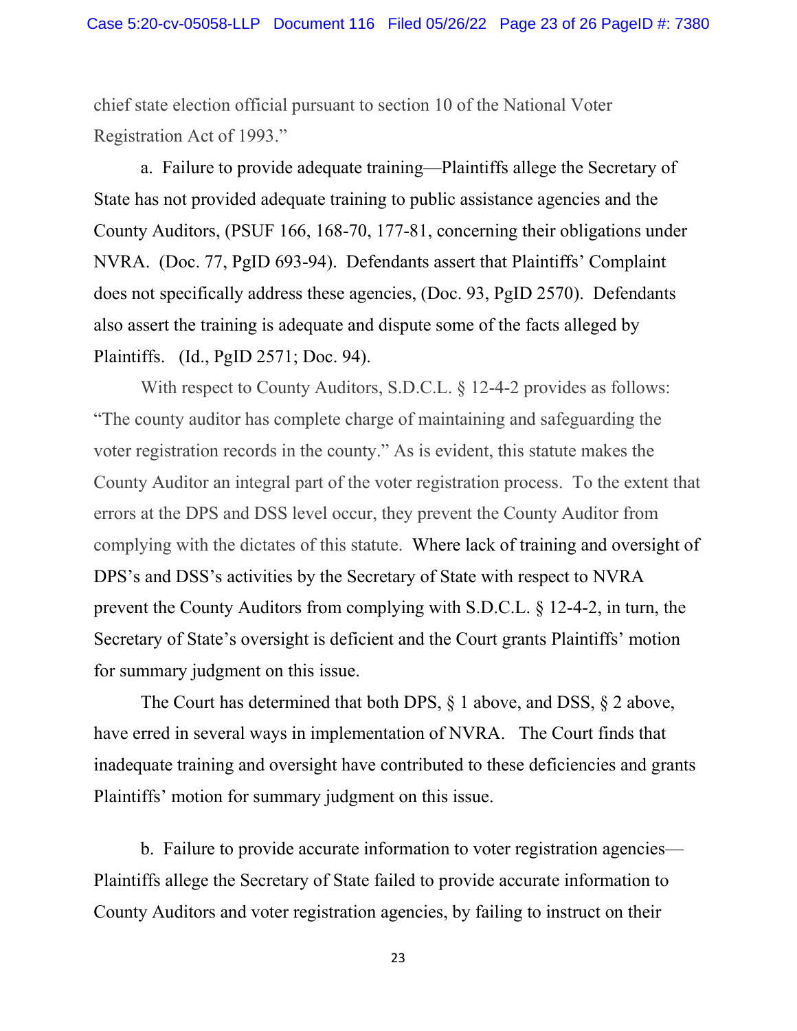chief state election official pursuant to section 10 of the National Voter Registration Act of 1993."

a. Failure to provide adequate training—Plaintiffs allege the Secretary of State has not provided adequate training to public assistance agencies and the County Auditors, (PSUF 166, 168-70, 177-81, concerning their obligations under NVRA. (Doc. 77, PgID 693-94). Defendants assert that Plaintiffs' Complaint does not specifically address these agencies, (Doc. 93, PgID 2570). Defendants also assert the training is adequate and dispute some of the facts alleged by Plaintiffs. (Id., PgID 2571; Doc. 94).

With respect to County Auditors, S.D.C.L. § 12-4-2 provides as follows: "The county auditor has complete charge of maintaining and safeguarding the voter registration records in the county." As is evident, this statute makes the County Auditor an integral part of the voter registration process. To the extent that errors at the DPS and DSS level occur, they prevent the County Auditor from complying with the dictates of this statute. Where lack of training and oversight of DPS's and DSS's activities by the Secretary of State with respect to NVRA prevent the County Auditors from complying with S.D.C.L. § 12-4-2, in turn, the Secretary of State's oversight is deficient and the Court grants Plaintiffs' motion for summary judgment on this issue.

The Court has determined that both DPS, § 1 above, and DSS, § 2 above, have erred in several ways in implementation of NVRA. The Court finds that inadequate training and oversight have contributed to these deficiencies and grants Plaintiffs' motion for summary judgment on this issue.

b. Failure to provide accurate information to voter registration agencies—Plaintiffs allege the Secretary of State failed to provide accurate information to County Auditors and voter registration agencies, by failing to instruct on their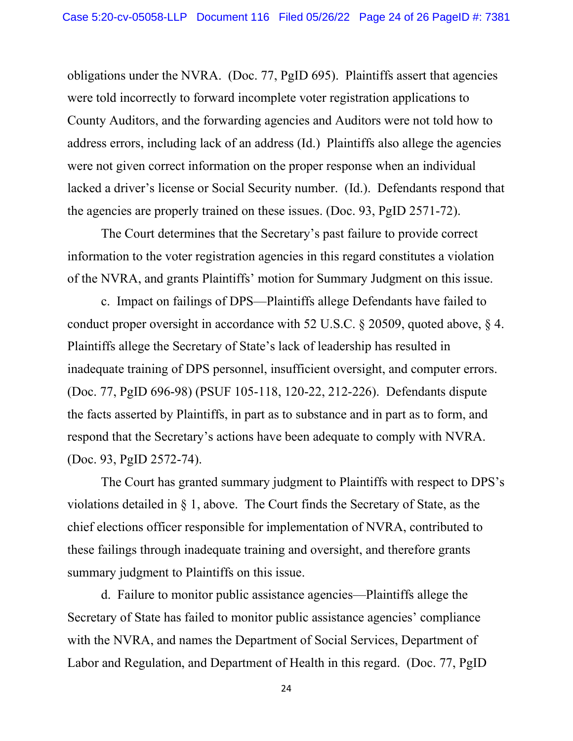obligations under the NVRA. (Doc. 77, PgID 695). Plaintiffs assert that agencies were told incorrectly to forward incomplete voter registration applications to County Auditors, and the forwarding agencies and Auditors were not told how to address errors, including lack of an address (Id.) Plaintiffs also allege the agencies were not given correct information on the proper response when an individual lacked a driver's license or Social Security number. (Id.). Defendants respond that the agencies are properly trained on these issues. (Doc. 93, PgID 2571-72).

The Court determines that the Secretary's past failure to provide correct information to the voter registration agencies in this regard constitutes a violation of the NVRA, and grants Plaintiffs' motion for Summary Judgment on this issue.

c. Impact on failings of DPS—Plaintiffs allege Defendants have failed to conduct proper oversight in accordance with 52 U.S.C. § 20509, quoted above, § 4. Plaintiffs allege the Secretary of State's lack of leadership has resulted in inadequate training of DPS personnel, insufficient oversight, and computer errors. (Doc. 77, PgID 696-98) (PSUF 105-118, 120-22, 212-226). Defendants dispute the facts asserted by Plaintiffs, in part as to substance and in part as to form, and respond that the Secretary's actions have been adequate to comply with NVRA. (Doc. 93, PgID 2572-74).

The Court has granted summary judgment to Plaintiffs with respect to DPS's violations detailed in § 1, above. The Court finds the Secretary of State, as the chief elections officer responsible for implementation of NVRA, contributed to these failings through inadequate training and oversight, and therefore grants summary judgment to Plaintiffs on this issue.

d. Failure to monitor public assistance agencies—Plaintiffs allege the Secretary of State has failed to monitor public assistance agencies' compliance with the NVRA, and names the Department of Social Services, Department of Labor and Regulation, and Department of Health in this regard. (Doc. 77, PgID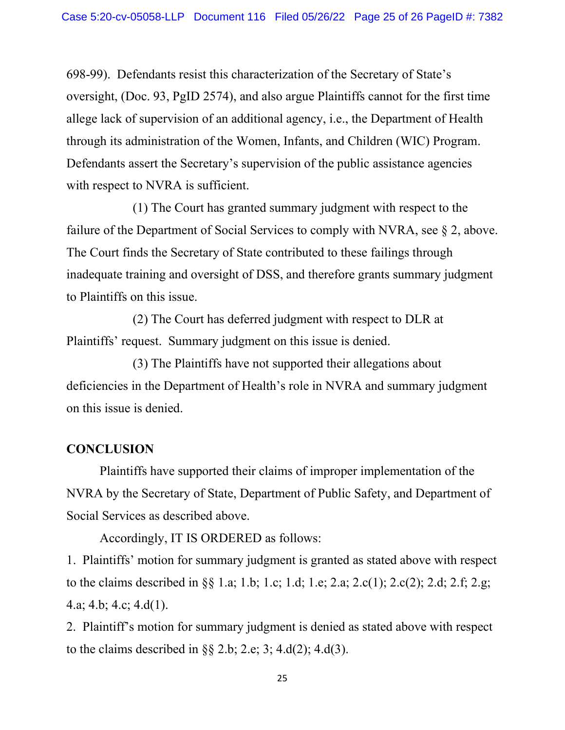698-99). Defendants resist this characterization of the Secretary of State's oversight, (Doc. 93, PgID 2574), and also argue Plaintiffs cannot for the first time allege lack of supervision of an additional agency, i.e., the Department of Health through its administration of the Women, Infants, and Children (WIC) Program. Defendants assert the Secretary's supervision of the public assistance agencies with respect to NVRA is sufficient.

(1) The Court has granted summary judgment with respect to the failure of the Department of Social Services to comply with NVRA, see § 2, above. The Court finds the Secretary of State contributed to these failings through inadequate training and oversight of DSS, and therefore grants summary judgment to Plaintiffs on this issue.

(2) The Court has deferred judgment with respect to DLR at Plaintiffs' request. Summary judgment on this issue is denied.

(3) The Plaintiffs have not supported their allegations about deficiencies in the Department of Health's role in NVRA and summary judgment on this issue is denied.

**CONCLUSION**

Plaintiffs have supported their claims of improper implementation of the NVRA by the Secretary of State, Department of Public Safety, and Department of Social Services as described above.

Accordingly, IT IS ORDERED as follows:

1. Plaintiffs' motion for summary judgment is granted as stated above with respect to the claims described in §§ 1.a; 1.b; 1.c; 1.d; 1.e; 2.a; 2.c(1); 2.c(2); 2.d; 2.f; 2.g; 4.a; 4.b; 4.c; 4.d(1).

2. Plaintiff's motion for summary judgment is denied as stated above with respect to the claims described in §§ 2.b; 2.e; 3; 4.d(2); 4.d(3).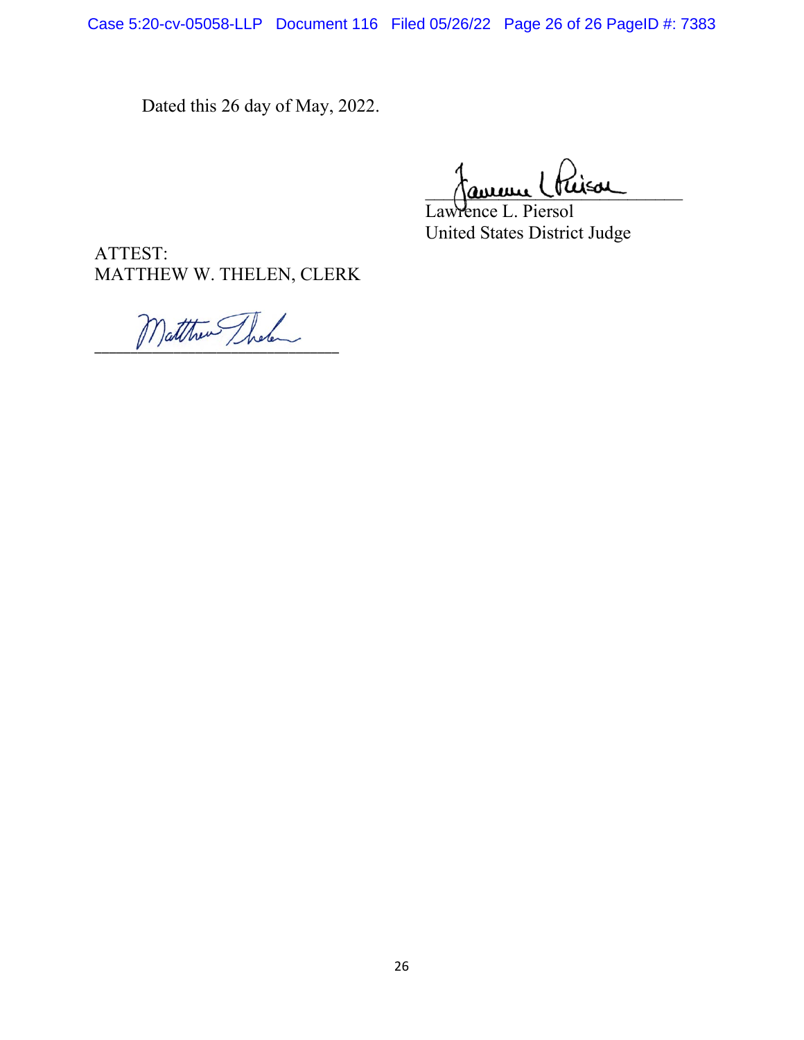Dated this 26 day of May, 2022.

Lawrence L. Piersol
United States District Judge

ATTEST:
MATTHEW W. THELEN, CLERK